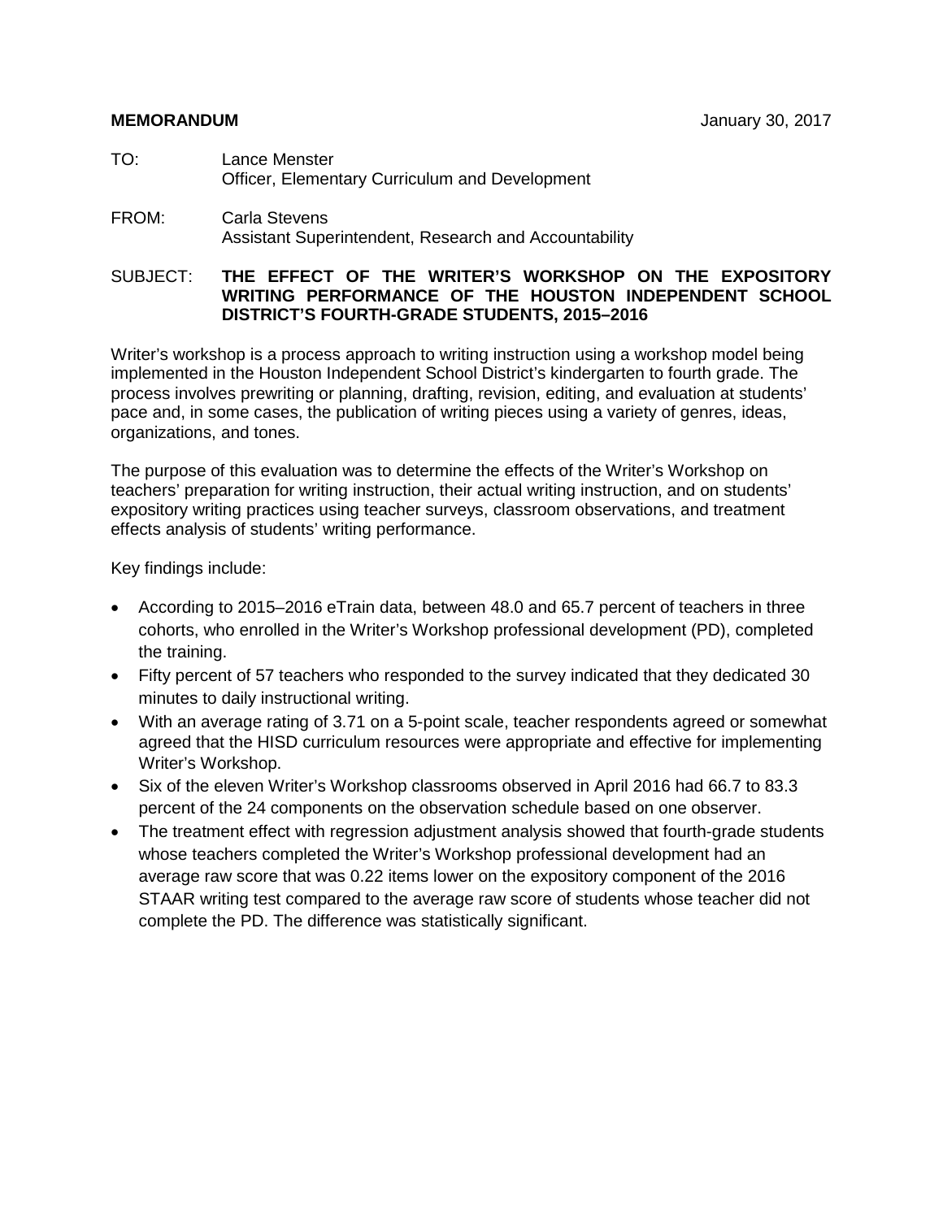**MEMORANDUM** January 30, 2017

TO: Lance Menster
Officer, Elementary Curriculum and Development

FROM: Carla Stevens
Assistant Superintendent, Research and Accountability

SUBJECT: **THE EFFECT OF THE WRITER'S WORKSHOP ON THE EXPOSITORY WRITING PERFORMANCE OF THE HOUSTON INDEPENDENT SCHOOL DISTRICT'S FOURTH-GRADE STUDENTS, 2015–2016**

Writer's workshop is a process approach to writing instruction using a workshop model being implemented in the Houston Independent School District's kindergarten to fourth grade. The process involves prewriting or planning, drafting, revision, editing, and evaluation at students' pace and, in some cases, the publication of writing pieces using a variety of genres, ideas, organizations, and tones.

The purpose of this evaluation was to determine the effects of the Writer's Workshop on teachers' preparation for writing instruction, their actual writing instruction, and on students' expository writing practices using teacher surveys, classroom observations, and treatment effects analysis of students' writing performance.

Key findings include:

- According to 2015–2016 eTrain data, between 48.0 and 65.7 percent of teachers in three cohorts, who enrolled in the Writer's Workshop professional development (PD), completed the training.
- Fifty percent of 57 teachers who responded to the survey indicated that they dedicated 30 minutes to daily instructional writing.
- With an average rating of 3.71 on a 5-point scale, teacher respondents agreed or somewhat agreed that the HISD curriculum resources were appropriate and effective for implementing Writer's Workshop.
- Six of the eleven Writer's Workshop classrooms observed in April 2016 had 66.7 to 83.3 percent of the 24 components on the observation schedule based on one observer.
- The treatment effect with regression adjustment analysis showed that fourth-grade students whose teachers completed the Writer's Workshop professional development had an average raw score that was 0.22 items lower on the expository component of the 2016 STAAR writing test compared to the average raw score of students whose teacher did not complete the PD. The difference was statistically significant.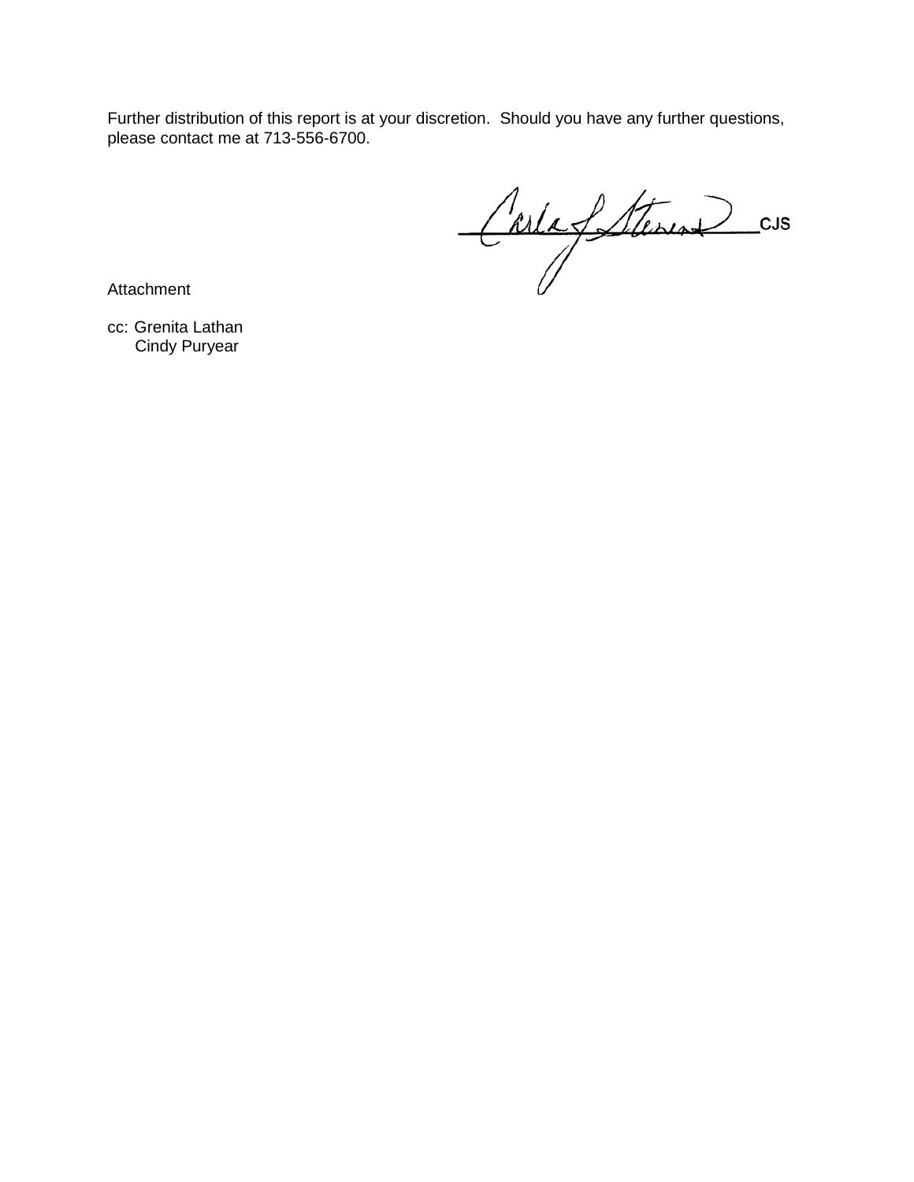Further distribution of this report is at your discretion. Should you have any further questions, please contact me at 713-556-6700.

CJS

Attachment

cc: Grenita Lathan
Cindy Puryear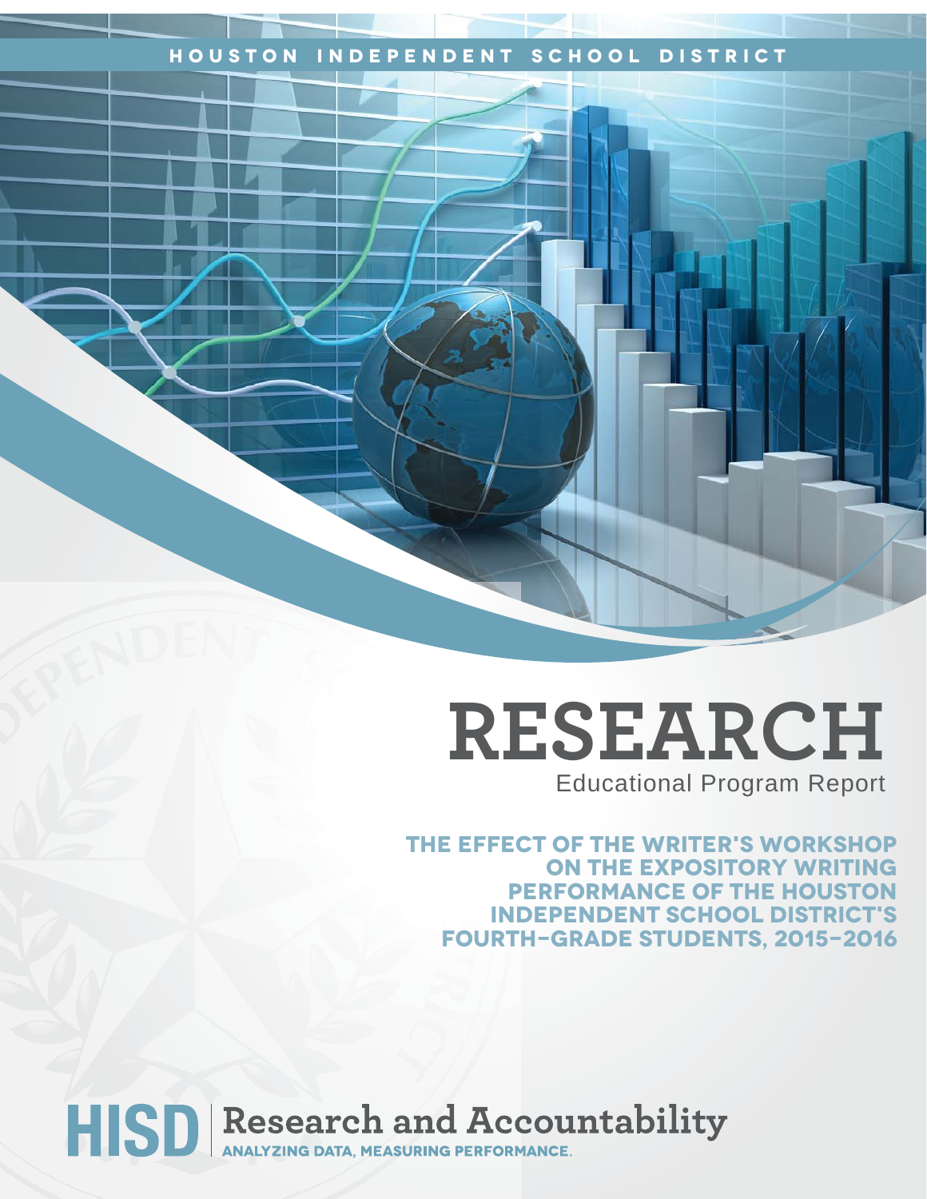HOUSTON INDEPENDENT SCHOOL DISTRICT

# RESEARCH

Educational Program Report

## THE EFFECT OF THE WRITER'S WORKSHOP ON THE EXPOSITORY WRITING PERFORMANCE OF THE HOUSTON INDEPENDENT SCHOOL DISTRICT'S FOURTH-GRADE STUDENTS, 2015–2016

HISD | Research and Accountability

ANALYZING DATA, MEASURING PERFORMANCE.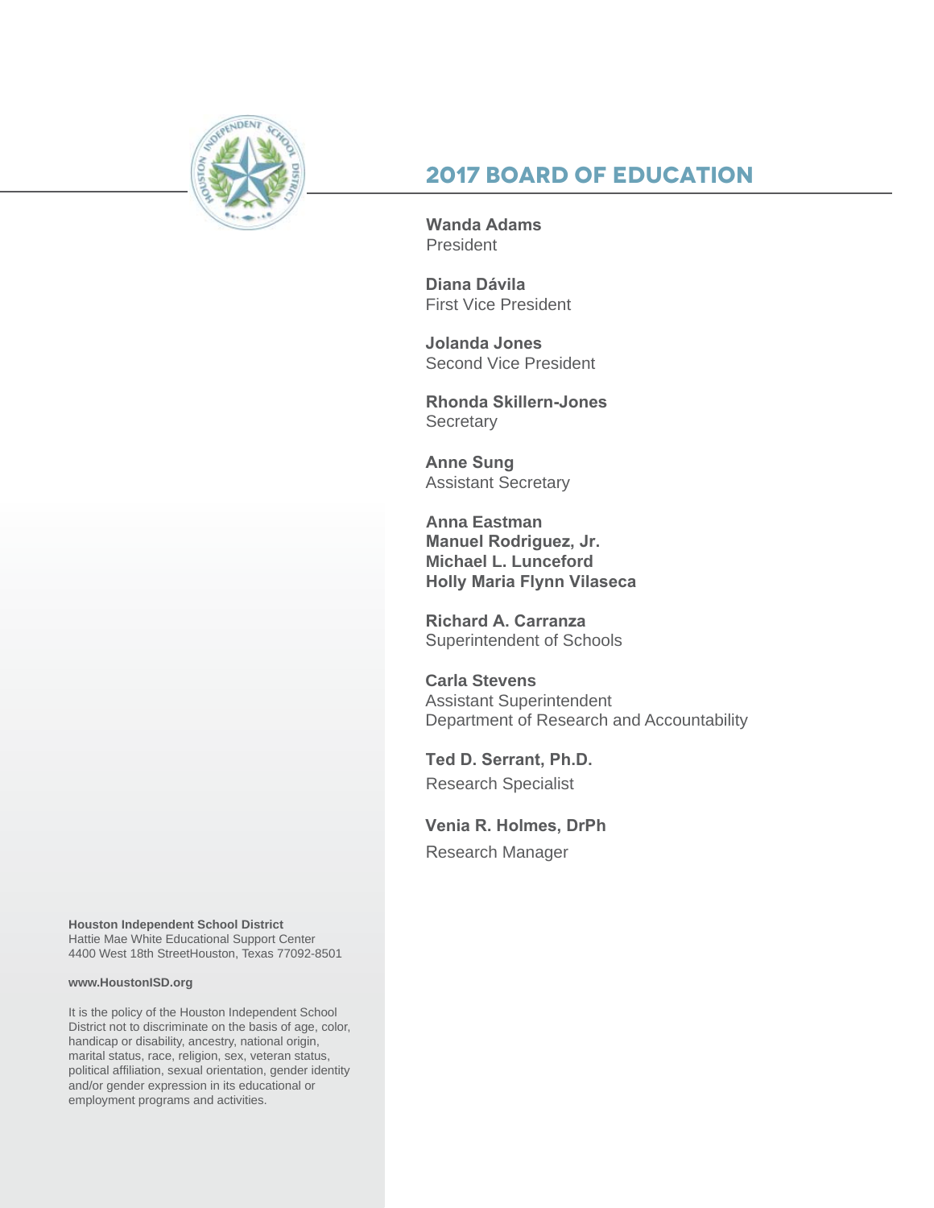## 2017 BOARD OF EDUCATION

**Wanda Adams**
President

**Diana Dávila**
First Vice President

**Jolanda Jones**
Second Vice President

**Rhonda Skillern-Jones**
Secretary

**Anne Sung**
Assistant Secretary

**Anna Eastman**
**Manuel Rodriguez, Jr.**
**Michael L. Lunceford**
**Holly Maria Flynn Vilaseca**

**Richard A. Carranza**
Superintendent of Schools

**Carla Stevens**
Assistant Superintendent
Department of Research and Accountability

**Ted D. Serrant, Ph.D.**
Research Specialist

**Venia R. Holmes, DrPh**
Research Manager

**Houston Independent School District**
Hattie Mae White Educational Support Center
4400 West 18th StreetHouston, Texas 77092-8501

**www.HoustonISD.org**

It is the policy of the Houston Independent School District not to discriminate on the basis of age, color, handicap or disability, ancestry, national origin, marital status, race, religion, sex, veteran status, political affiliation, sexual orientation, gender identity and/or gender expression in its educational or employment programs and activities.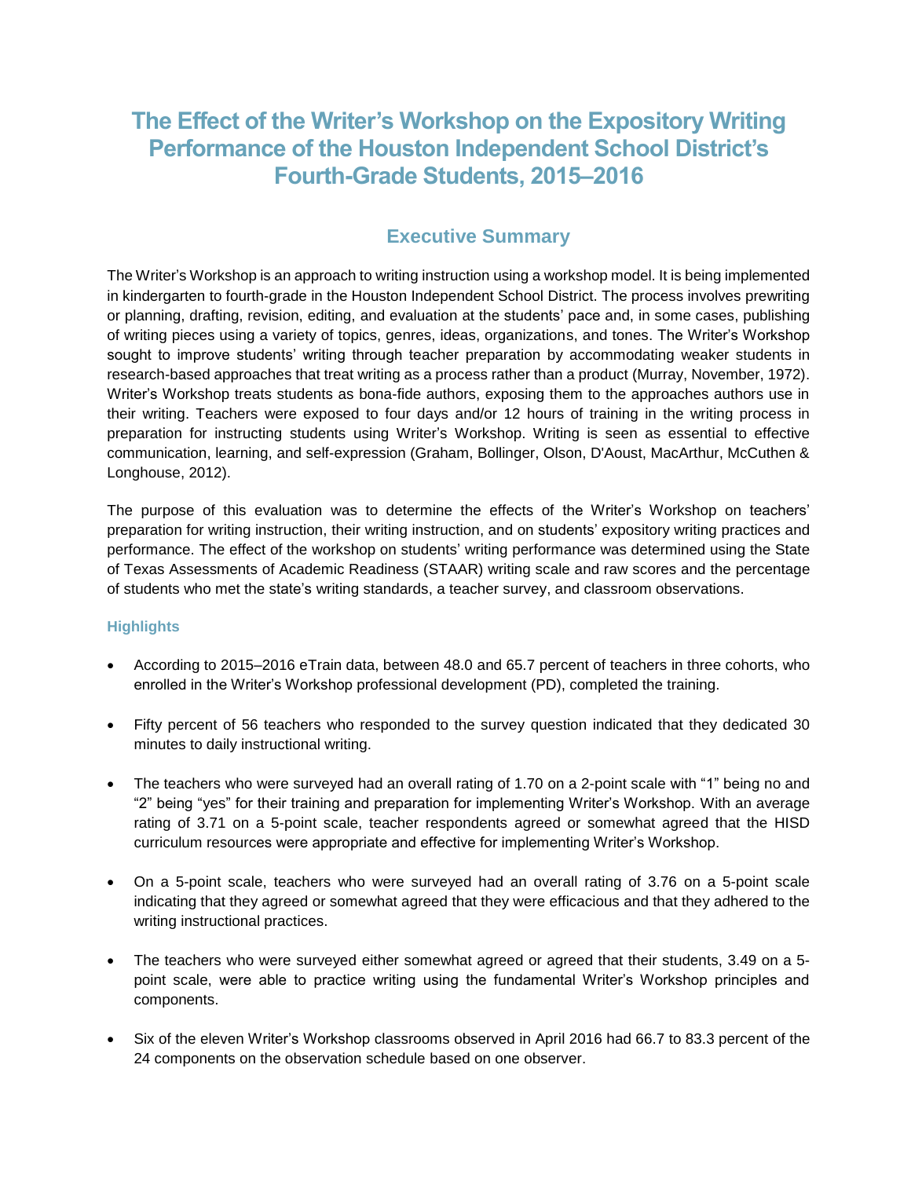# The Effect of the Writer's Workshop on the Expository Writing Performance of the Houston Independent School District's Fourth-Grade Students, 2015–2016

## Executive Summary

The Writer's Workshop is an approach to writing instruction using a workshop model. It is being implemented in kindergarten to fourth-grade in the Houston Independent School District. The process involves prewriting or planning, drafting, revision, editing, and evaluation at the students' pace and, in some cases, publishing of writing pieces using a variety of topics, genres, ideas, organizations, and tones. The Writer's Workshop sought to improve students' writing through teacher preparation by accommodating weaker students in research-based approaches that treat writing as a process rather than a product (Murray, November, 1972). Writer's Workshop treats students as bona-fide authors, exposing them to the approaches authors use in their writing. Teachers were exposed to four days and/or 12 hours of training in the writing process in preparation for instructing students using Writer's Workshop. Writing is seen as essential to effective communication, learning, and self-expression (Graham, Bollinger, Olson, D'Aoust, MacArthur, McCuthen & Longhouse, 2012).

The purpose of this evaluation was to determine the effects of the Writer's Workshop on teachers' preparation for writing instruction, their writing instruction, and on students' expository writing practices and performance. The effect of the workshop on students' writing performance was determined using the State of Texas Assessments of Academic Readiness (STAAR) writing scale and raw scores and the percentage of students who met the state's writing standards, a teacher survey, and classroom observations.

### Highlights

- According to 2015–2016 eTrain data, between 48.0 and 65.7 percent of teachers in three cohorts, who enrolled in the Writer's Workshop professional development (PD), completed the training.
- Fifty percent of 56 teachers who responded to the survey question indicated that they dedicated 30 minutes to daily instructional writing.
- The teachers who were surveyed had an overall rating of 1.70 on a 2-point scale with "1" being no and "2" being "yes" for their training and preparation for implementing Writer's Workshop. With an average rating of 3.71 on a 5-point scale, teacher respondents agreed or somewhat agreed that the HISD curriculum resources were appropriate and effective for implementing Writer's Workshop.
- On a 5-point scale, teachers who were surveyed had an overall rating of 3.76 on a 5-point scale indicating that they agreed or somewhat agreed that they were efficacious and that they adhered to the writing instructional practices.
- The teachers who were surveyed either somewhat agreed or agreed that their students, 3.49 on a 5-point scale, were able to practice writing using the fundamental Writer's Workshop principles and components.
- Six of the eleven Writer's Workshop classrooms observed in April 2016 had 66.7 to 83.3 percent of the 24 components on the observation schedule based on one observer.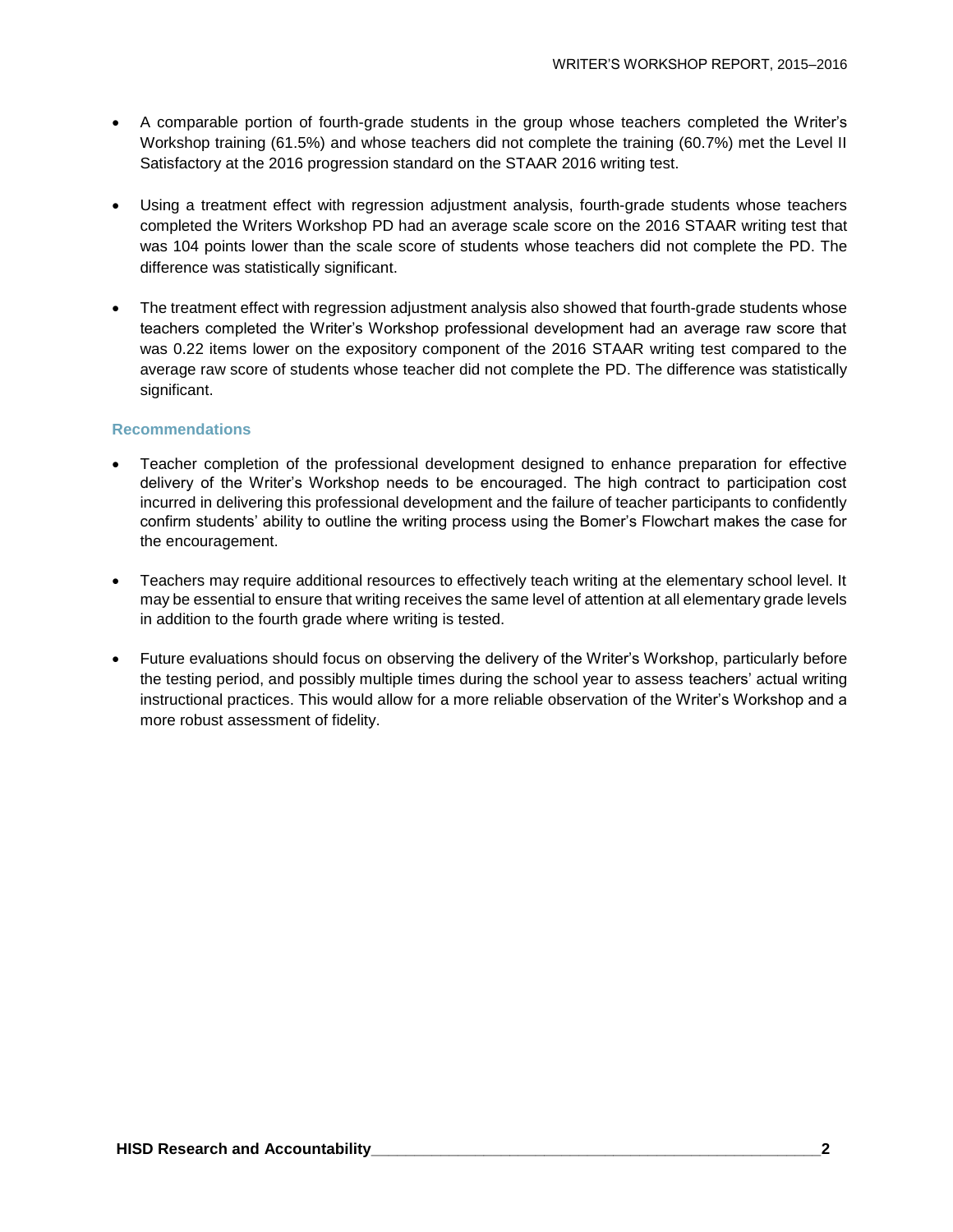- A comparable portion of fourth-grade students in the group whose teachers completed the Writer's Workshop training (61.5%) and whose teachers did not complete the training (60.7%) met the Level II Satisfactory at the 2016 progression standard on the STAAR 2016 writing test.
- Using a treatment effect with regression adjustment analysis, fourth-grade students whose teachers completed the Writers Workshop PD had an average scale score on the 2016 STAAR writing test that was 104 points lower than the scale score of students whose teachers did not complete the PD. The difference was statistically significant.
- The treatment effect with regression adjustment analysis also showed that fourth-grade students whose teachers completed the Writer's Workshop professional development had an average raw score that was 0.22 items lower on the expository component of the 2016 STAAR writing test compared to the average raw score of students whose teacher did not complete the PD. The difference was statistically significant.

### Recommendations

- Teacher completion of the professional development designed to enhance preparation for effective delivery of the Writer's Workshop needs to be encouraged. The high contract to participation cost incurred in delivering this professional development and the failure of teacher participants to confidently confirm students' ability to outline the writing process using the Bomer's Flowchart makes the case for the encouragement.
- Teachers may require additional resources to effectively teach writing at the elementary school level. It may be essential to ensure that writing receives the same level of attention at all elementary grade levels in addition to the fourth grade where writing is tested.
- Future evaluations should focus on observing the delivery of the Writer's Workshop, particularly before the testing period, and possibly multiple times during the school year to assess teachers' actual writing instructional practices. This would allow for a more reliable observation of the Writer's Workshop and a more robust assessment of fidelity.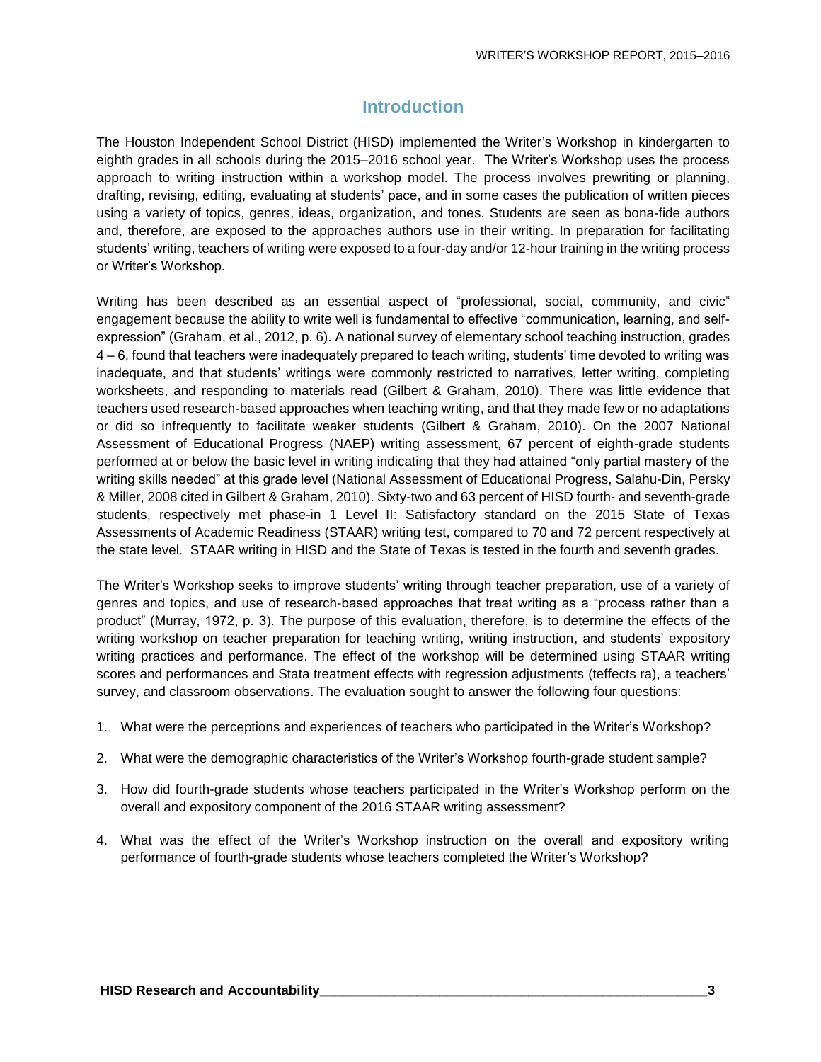## Introduction

The Houston Independent School District (HISD) implemented the Writer's Workshop in kindergarten to eighth grades in all schools during the 2015–2016 school year. The Writer's Workshop uses the process approach to writing instruction within a workshop model. The process involves prewriting or planning, drafting, revising, editing, evaluating at students' pace, and in some cases the publication of written pieces using a variety of topics, genres, ideas, organization, and tones. Students are seen as bona-fide authors and, therefore, are exposed to the approaches authors use in their writing. In preparation for facilitating students' writing, teachers of writing were exposed to a four-day and/or 12-hour training in the writing process or Writer's Workshop.

Writing has been described as an essential aspect of "professional, social, community, and civic" engagement because the ability to write well is fundamental to effective "communication, learning, and self-expression" (Graham, et al., 2012, p. 6). A national survey of elementary school teaching instruction, grades 4 – 6, found that teachers were inadequately prepared to teach writing, students' time devoted to writing was inadequate, and that students' writings were commonly restricted to narratives, letter writing, completing worksheets, and responding to materials read (Gilbert & Graham, 2010). There was little evidence that teachers used research-based approaches when teaching writing, and that they made few or no adaptations or did so infrequently to facilitate weaker students (Gilbert & Graham, 2010). On the 2007 National Assessment of Educational Progress (NAEP) writing assessment, 67 percent of eighth-grade students performed at or below the basic level in writing indicating that they had attained "only partial mastery of the writing skills needed" at this grade level (National Assessment of Educational Progress, Salahu-Din, Persky & Miller, 2008 cited in Gilbert & Graham, 2010). Sixty-two and 63 percent of HISD fourth- and seventh-grade students, respectively met phase-in 1 Level II: Satisfactory standard on the 2015 State of Texas Assessments of Academic Readiness (STAAR) writing test, compared to 70 and 72 percent respectively at the state level. STAAR writing in HISD and the State of Texas is tested in the fourth and seventh grades.

The Writer's Workshop seeks to improve students' writing through teacher preparation, use of a variety of genres and topics, and use of research-based approaches that treat writing as a "process rather than a product" (Murray, 1972, p. 3). The purpose of this evaluation, therefore, is to determine the effects of the writing workshop on teacher preparation for teaching writing, writing instruction, and students' expository writing practices and performance. The effect of the workshop will be determined using STAAR writing scores and performances and Stata treatment effects with regression adjustments (teffects ra), a teachers' survey, and classroom observations. The evaluation sought to answer the following four questions:

1. What were the perceptions and experiences of teachers who participated in the Writer's Workshop?
2. What were the demographic characteristics of the Writer's Workshop fourth-grade student sample?
3. How did fourth-grade students whose teachers participated in the Writer's Workshop perform on the overall and expository component of the 2016 STAAR writing assessment?
4. What was the effect of the Writer's Workshop instruction on the overall and expository writing performance of fourth-grade students whose teachers completed the Writer's Workshop?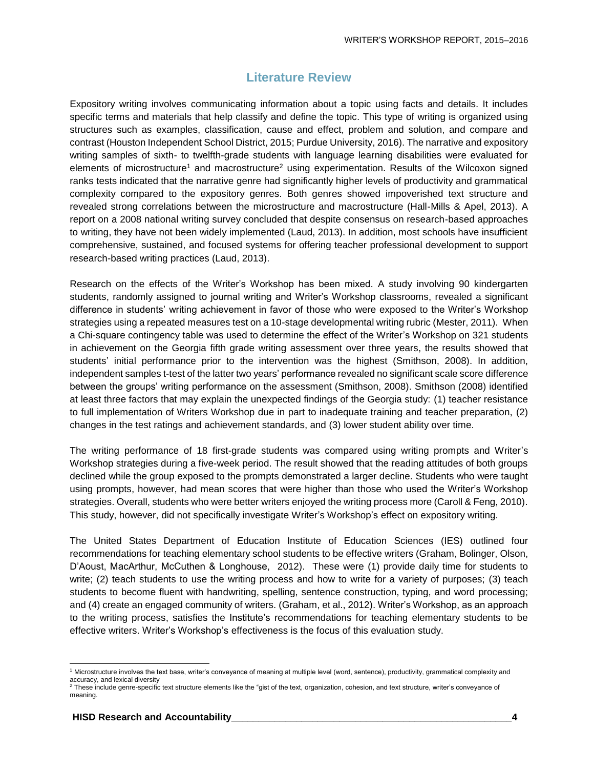## Literature Review

Expository writing involves communicating information about a topic using facts and details. It includes specific terms and materials that help classify and define the topic. This type of writing is organized using structures such as examples, classification, cause and effect, problem and solution, and compare and contrast (Houston Independent School District, 2015; Purdue University, 2016). The narrative and expository writing samples of sixth- to twelfth-grade students with language learning disabilities were evaluated for elements of microstructure[1] and macrostructure[2] using experimentation. Results of the Wilcoxon signed ranks tests indicated that the narrative genre had significantly higher levels of productivity and grammatical complexity compared to the expository genres. Both genres showed impoverished text structure and revealed strong correlations between the microstructure and macrostructure (Hall-Mills & Apel, 2013). A report on a 2008 national writing survey concluded that despite consensus on research-based approaches to writing, they have not been widely implemented (Laud, 2013). In addition, most schools have insufficient comprehensive, sustained, and focused systems for offering teacher professional development to support research-based writing practices (Laud, 2013).

Research on the effects of the Writer's Workshop has been mixed. A study involving 90 kindergarten students, randomly assigned to journal writing and Writer's Workshop classrooms, revealed a significant difference in students' writing achievement in favor of those who were exposed to the Writer's Workshop strategies using a repeated measures test on a 10-stage developmental writing rubric (Mester, 2011). When a Chi-square contingency table was used to determine the effect of the Writer's Workshop on 321 students in achievement on the Georgia fifth grade writing assessment over three years, the results showed that students' initial performance prior to the intervention was the highest (Smithson, 2008). In addition, independent samples t-test of the latter two years' performance revealed no significant scale score difference between the groups' writing performance on the assessment (Smithson, 2008). Smithson (2008) identified at least three factors that may explain the unexpected findings of the Georgia study: (1) teacher resistance to full implementation of Writers Workshop due in part to inadequate training and teacher preparation, (2) changes in the test ratings and achievement standards, and (3) lower student ability over time.

The writing performance of 18 first-grade students was compared using writing prompts and Writer's Workshop strategies during a five-week period. The result showed that the reading attitudes of both groups declined while the group exposed to the prompts demonstrated a larger decline. Students who were taught using prompts, however, had mean scores that were higher than those who used the Writer's Workshop strategies. Overall, students who were better writers enjoyed the writing process more (Caroll & Feng, 2010). This study, however, did not specifically investigate Writer's Workshop's effect on expository writing.

The United States Department of Education Institute of Education Sciences (IES) outlined four recommendations for teaching elementary school students to be effective writers (Graham, Bolinger, Olson, D'Aoust, MacArthur, McCuthen & Longhouse, 2012). These were (1) provide daily time for students to write; (2) teach students to use the writing process and how to write for a variety of purposes; (3) teach students to become fluent with handwriting, spelling, sentence construction, typing, and word processing; and (4) create an engaged community of writers. (Graham, et al., 2012). Writer's Workshop, as an approach to the writing process, satisfies the Institute's recommendations for teaching elementary students to be effective writers. Writer's Workshop's effectiveness is the focus of this evaluation study.

---

[1] Microstructure involves the text base, writer's conveyance of meaning at multiple level (word, sentence), productivity, grammatical complexity and accuracy, and lexical diversity

[2] These include genre-specific text structure elements like the "gist of the text, organization, cohesion, and text structure, writer's conveyance of meaning.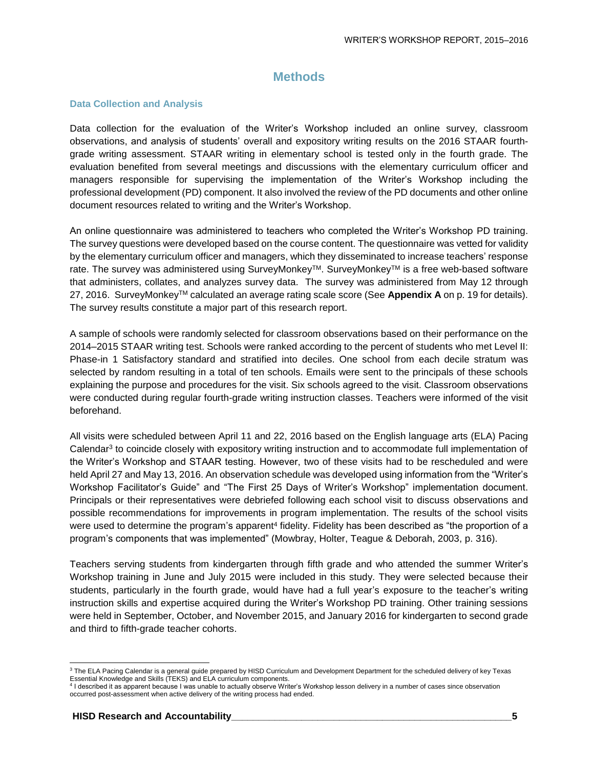# Methods

## Data Collection and Analysis

Data collection for the evaluation of the Writer's Workshop included an online survey, classroom observations, and analysis of students' overall and expository writing results on the 2016 STAAR fourth-grade writing assessment. STAAR writing in elementary school is tested only in the fourth grade. The evaluation benefited from several meetings and discussions with the elementary curriculum officer and managers responsible for supervising the implementation of the Writer's Workshop including the professional development (PD) component. It also involved the review of the PD documents and other online document resources related to writing and the Writer's Workshop.

An online questionnaire was administered to teachers who completed the Writer's Workshop PD training. The survey questions were developed based on the course content. The questionnaire was vetted for validity by the elementary curriculum officer and managers, which they disseminated to increase teachers' response rate. The survey was administered using SurveyMonkey™. SurveyMonkey™ is a free web-based software that administers, collates, and analyzes survey data. The survey was administered from May 12 through 27, 2016. SurveyMonkey™ calculated an average rating scale score (See **Appendix A** on p. 19 for details). The survey results constitute a major part of this research report.

A sample of schools were randomly selected for classroom observations based on their performance on the 2014–2015 STAAR writing test. Schools were ranked according to the percent of students who met Level II: Phase-in 1 Satisfactory standard and stratified into deciles. One school from each decile stratum was selected by random resulting in a total of ten schools. Emails were sent to the principals of these schools explaining the purpose and procedures for the visit. Six schools agreed to the visit. Classroom observations were conducted during regular fourth-grade writing instruction classes. Teachers were informed of the visit beforehand.

All visits were scheduled between April 11 and 22, 2016 based on the English language arts (ELA) Pacing Calendar[3] to coincide closely with expository writing instruction and to accommodate full implementation of the Writer's Workshop and STAAR testing. However, two of these visits had to be rescheduled and were held April 27 and May 13, 2016. An observation schedule was developed using information from the "Writer's Workshop Facilitator's Guide" and "The First 25 Days of Writer's Workshop" implementation document. Principals or their representatives were debriefed following each school visit to discuss observations and possible recommendations for improvements in program implementation. The results of the school visits were used to determine the program's apparent[4] fidelity. Fidelity has been described as "the proportion of a program's components that was implemented" (Mowbray, Holter, Teague & Deborah, 2003, p. 316).

Teachers serving students from kindergarten through fifth grade and who attended the summer Writer's Workshop training in June and July 2015 were included in this study. They were selected because their students, particularly in the fourth grade, would have had a full year's exposure to the teacher's writing instruction skills and expertise acquired during the Writer's Workshop PD training. Other training sessions were held in September, October, and November 2015, and January 2016 for kindergarten to second grade and third to fifth-grade teacher cohorts.

---

[3] The ELA Pacing Calendar is a general guide prepared by HISD Curriculum and Development Department for the scheduled delivery of key Texas Essential Knowledge and Skills (TEKS) and ELA curriculum components.

[4] I described it as apparent because I was unable to actually observe Writer's Workshop lesson delivery in a number of cases since observation occurred post-assessment when active delivery of the writing process had ended.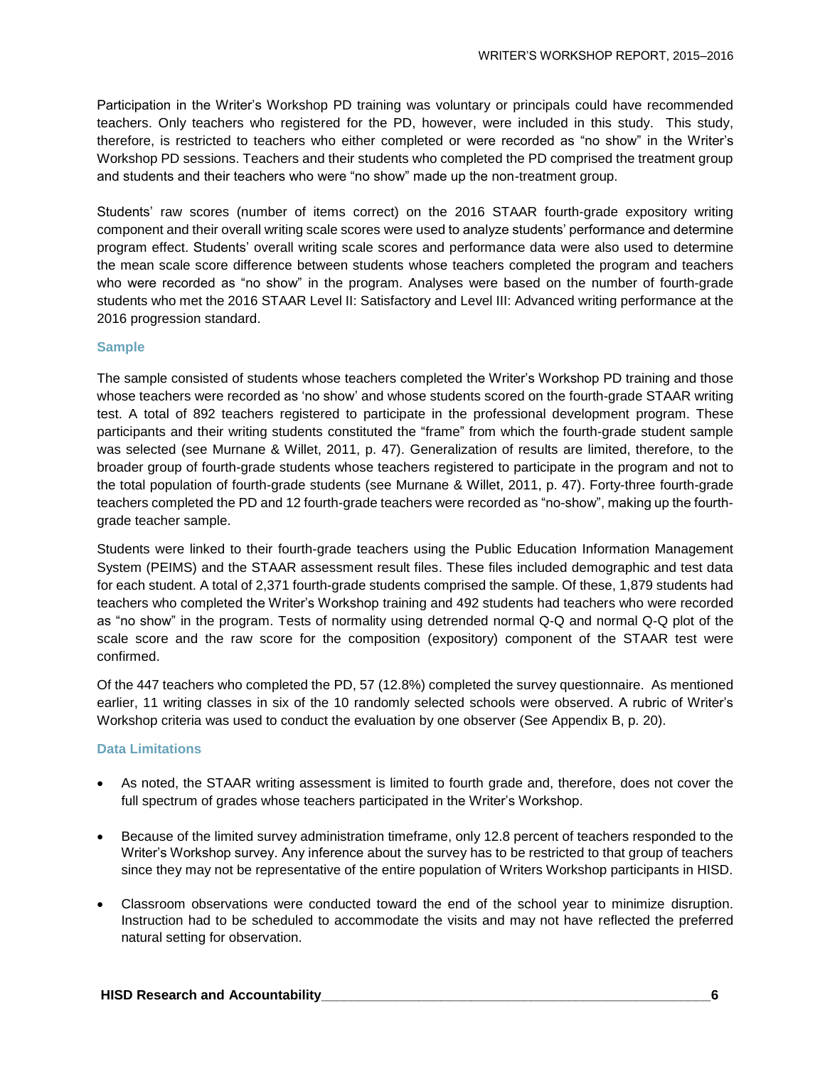Participation in the Writer's Workshop PD training was voluntary or principals could have recommended teachers. Only teachers who registered for the PD, however, were included in this study. This study, therefore, is restricted to teachers who either completed or were recorded as "no show" in the Writer's Workshop PD sessions. Teachers and their students who completed the PD comprised the treatment group and students and their teachers who were "no show" made up the non-treatment group.

Students' raw scores (number of items correct) on the 2016 STAAR fourth-grade expository writing component and their overall writing scale scores were used to analyze students' performance and determine program effect. Students' overall writing scale scores and performance data were also used to determine the mean scale score difference between students whose teachers completed the program and teachers who were recorded as "no show" in the program. Analyses were based on the number of fourth-grade students who met the 2016 STAAR Level II: Satisfactory and Level III: Advanced writing performance at the 2016 progression standard.

### Sample

The sample consisted of students whose teachers completed the Writer's Workshop PD training and those whose teachers were recorded as 'no show' and whose students scored on the fourth-grade STAAR writing test. A total of 892 teachers registered to participate in the professional development program. These participants and their writing students constituted the "frame" from which the fourth-grade student sample was selected (see Murnane & Willet, 2011, p. 47). Generalization of results are limited, therefore, to the broader group of fourth-grade students whose teachers registered to participate in the program and not to the total population of fourth-grade students (see Murnane & Willet, 2011, p. 47). Forty-three fourth-grade teachers completed the PD and 12 fourth-grade teachers were recorded as "no-show", making up the fourth-grade teacher sample.

Students were linked to their fourth-grade teachers using the Public Education Information Management System (PEIMS) and the STAAR assessment result files. These files included demographic and test data for each student. A total of 2,371 fourth-grade students comprised the sample. Of these, 1,879 students had teachers who completed the Writer's Workshop training and 492 students had teachers who were recorded as "no show" in the program. Tests of normality using detrended normal Q-Q and normal Q-Q plot of the scale score and the raw score for the composition (expository) component of the STAAR test were confirmed.

Of the 447 teachers who completed the PD, 57 (12.8%) completed the survey questionnaire. As mentioned earlier, 11 writing classes in six of the 10 randomly selected schools were observed. A rubric of Writer's Workshop criteria was used to conduct the evaluation by one observer (See Appendix B, p. 20).

### Data Limitations

- As noted, the STAAR writing assessment is limited to fourth grade and, therefore, does not cover the full spectrum of grades whose teachers participated in the Writer's Workshop.
- Because of the limited survey administration timeframe, only 12.8 percent of teachers responded to the Writer's Workshop survey. Any inference about the survey has to be restricted to that group of teachers since they may not be representative of the entire population of Writers Workshop participants in HISD.
- Classroom observations were conducted toward the end of the school year to minimize disruption. Instruction had to be scheduled to accommodate the visits and may not have reflected the preferred natural setting for observation.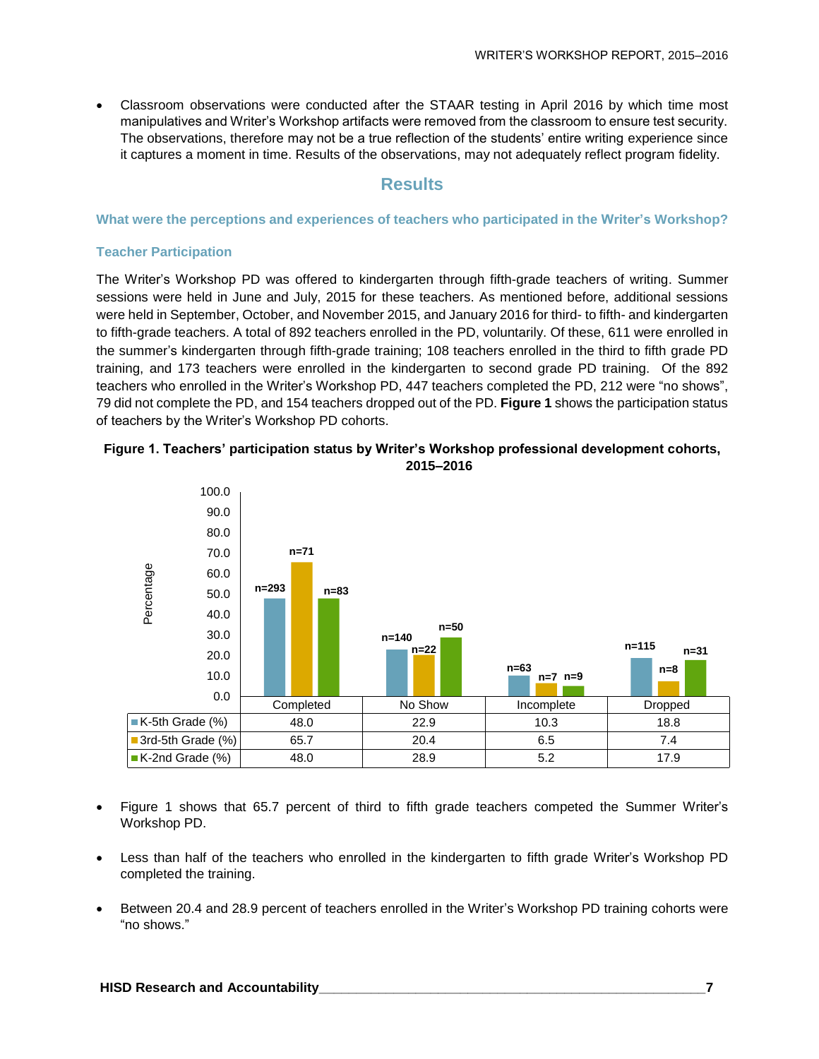- Classroom observations were conducted after the STAAR testing in April 2016 by which time most manipulatives and Writer's Workshop artifacts were removed from the classroom to ensure test security. The observations, therefore may not be a true reflection of the students' entire writing experience since it captures a moment in time. Results of the observations, may not adequately reflect program fidelity.

## Results

### What were the perceptions and experiences of teachers who participated in the Writer's Workshop?

### Teacher Participation

The Writer's Workshop PD was offered to kindergarten through fifth-grade teachers of writing. Summer sessions were held in June and July, 2015 for these teachers. As mentioned before, additional sessions were held in September, October, and November 2015, and January 2016 for third- to fifth- and kindergarten to fifth-grade teachers. A total of 892 teachers enrolled in the PD, voluntarily. Of these, 611 were enrolled in the summer's kindergarten through fifth-grade training; 108 teachers enrolled in the third to fifth grade PD training, and 173 teachers were enrolled in the kindergarten to second grade PD training. Of the 892 teachers who enrolled in the Writer's Workshop PD, 447 teachers completed the PD, 212 were "no shows", 79 did not complete the PD, and 154 teachers dropped out of the PD. **Figure 1** shows the participation status of teachers by the Writer's Workshop PD cohorts.

**Figure 1. Teachers' participation status by Writer's Workshop professional development cohorts, 2015–2016**

| | Completed | No Show | Incomplete | Dropped |
|---|---|---|---|---|
| K-5th Grade (%) | 48.0 (n=293) | 22.9 (n=140) | 10.3 (n=63) | 18.8 (n=115) |
| 3rd-5th Grade (%) | 65.7 (n=71) | 20.4 (n=22) | 6.5 (n=7) | 7.4 (n=8) |
| K-2nd Grade (%) | 48.0 (n=83) | 28.9 (n=50) | 5.2 (n=9) | 17.9 (n=31) |

- Figure 1 shows that 65.7 percent of third to fifth grade teachers competed the Summer Writer's Workshop PD.

- Less than half of the teachers who enrolled in the kindergarten to fifth grade Writer's Workshop PD completed the training.

- Between 20.4 and 28.9 percent of teachers enrolled in the Writer's Workshop PD training cohorts were "no shows."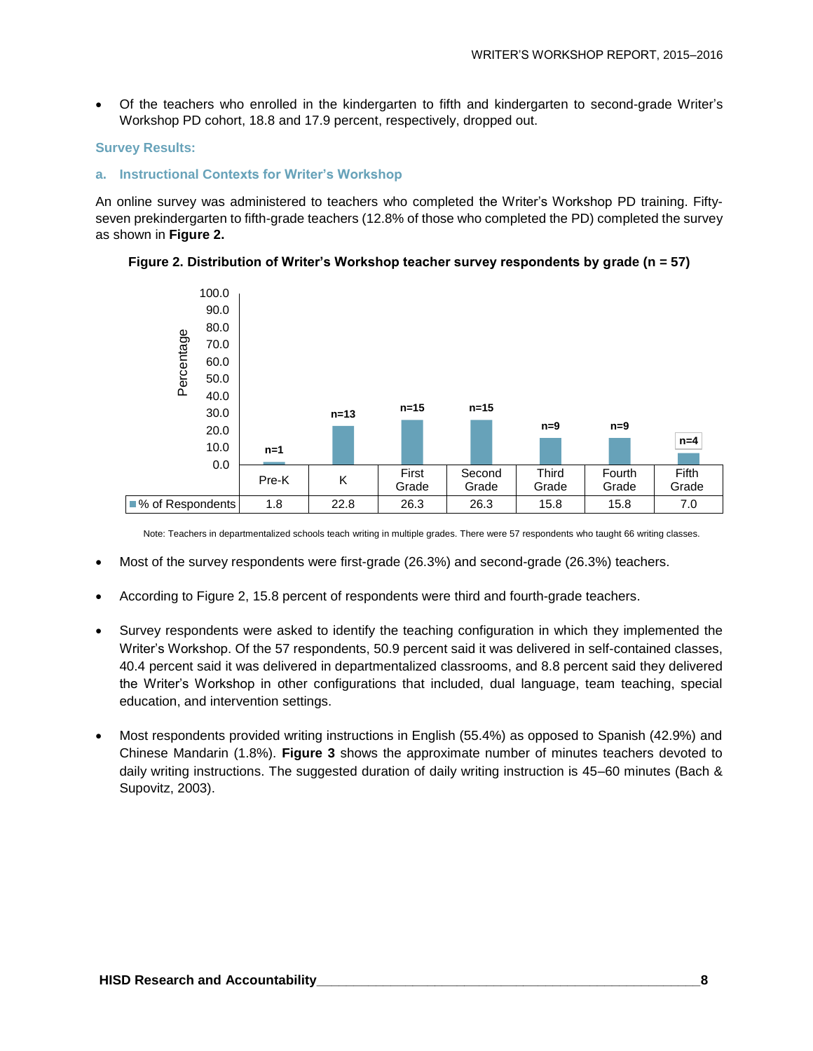- Of the teachers who enrolled in the kindergarten to fifth and kindergarten to second-grade Writer's Workshop PD cohort, 18.8 and 17.9 percent, respectively, dropped out.

### Survey Results:

#### a. Instructional Contexts for Writer's Workshop

An online survey was administered to teachers who completed the Writer's Workshop PD training. Fifty-seven prekindergarten to fifth-grade teachers (12.8% of those who completed the PD) completed the survey as shown in **Figure 2.**

**Figure 2. Distribution of Writer's Workshop teacher survey respondents by grade (n = 57)**

| | Pre-K | K | First Grade | Second Grade | Third Grade | Fourth Grade | Fifth Grade |
|---|---|---|---|---|---|---|---|
| n | n=1 | n=13 | n=15 | n=15 | n=9 | n=9 | n=4 |
| % of Respondents | 1.8 | 22.8 | 26.3 | 26.3 | 15.8 | 15.8 | 7.0 |

Note: Teachers in departmentalized schools teach writing in multiple grades. There were 57 respondents who taught 66 writing classes.

- Most of the survey respondents were first-grade (26.3%) and second-grade (26.3%) teachers.
- According to Figure 2, 15.8 percent of respondents were third and fourth-grade teachers.
- Survey respondents were asked to identify the teaching configuration in which they implemented the Writer's Workshop. Of the 57 respondents, 50.9 percent said it was delivered in self-contained classes, 40.4 percent said it was delivered in departmentalized classrooms, and 8.8 percent said they delivered the Writer's Workshop in other configurations that included, dual language, team teaching, special education, and intervention settings.
- Most respondents provided writing instructions in English (55.4%) as opposed to Spanish (42.9%) and Chinese Mandarin (1.8%). **Figure 3** shows the approximate number of minutes teachers devoted to daily writing instructions. The suggested duration of daily writing instruction is 45–60 minutes (Bach & Supovitz, 2003).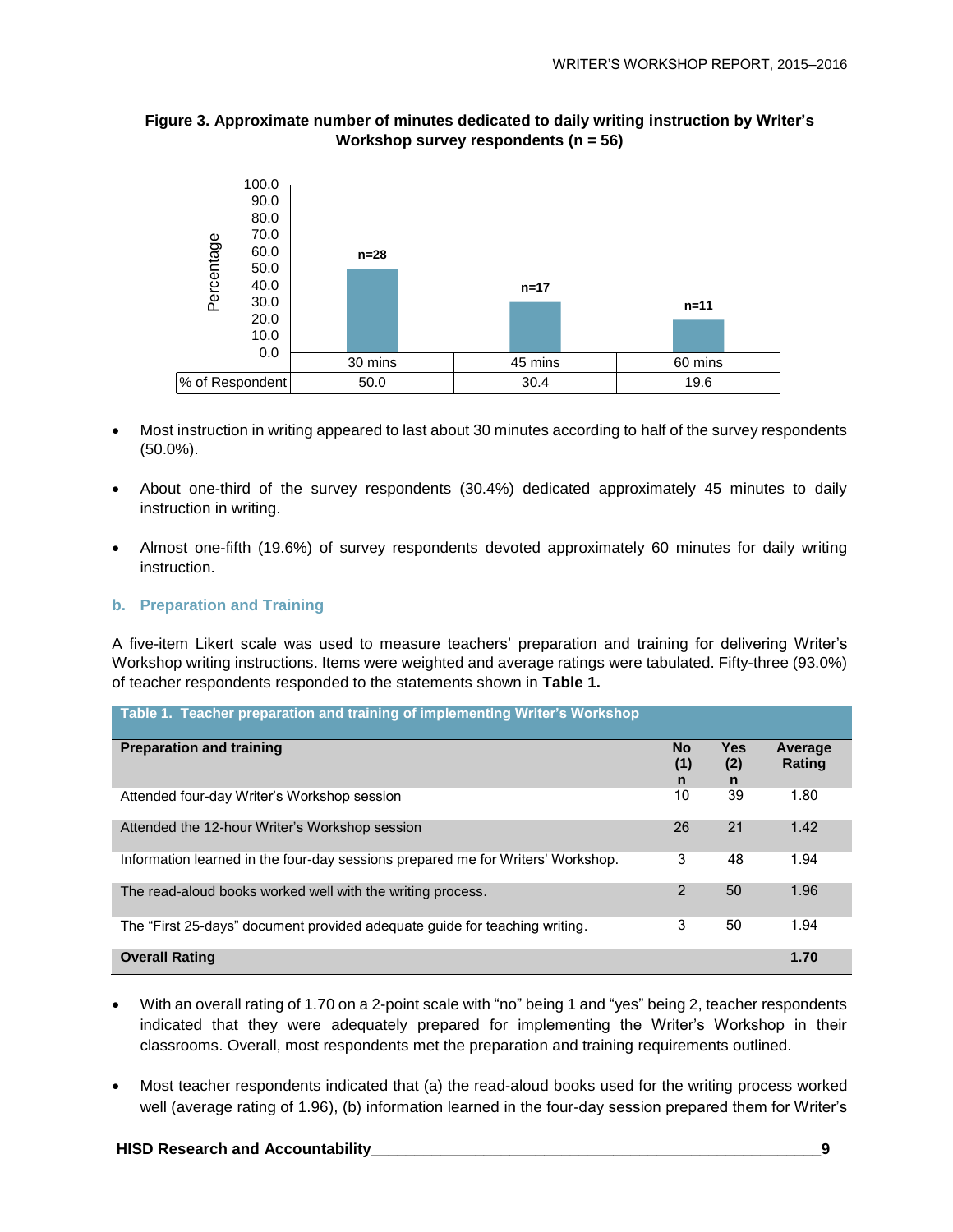**Figure 3. Approximate number of minutes dedicated to daily writing instruction by Writer's Workshop survey respondents (n = 56)**

| | 30 mins | 45 mins | 60 mins |
|---|---|---|---|
| n | n=28 | n=17 | n=11 |
| % of Respondent | 50.0 | 30.4 | 19.6 |

- Most instruction in writing appeared to last about 30 minutes according to half of the survey respondents (50.0%).
- About one-third of the survey respondents (30.4%) dedicated approximately 45 minutes to daily instruction in writing.
- Almost one-fifth (19.6%) of survey respondents devoted approximately 60 minutes for daily writing instruction.

### b. Preparation and Training

A five-item Likert scale was used to measure teachers' preparation and training for delivering Writer's Workshop writing instructions. Items were weighted and average ratings were tabulated. Fifty-three (93.0%) of teacher respondents responded to the statements shown in **Table 1.**

**Table 1. Teacher preparation and training of implementing Writer's Workshop**

| Preparation and training | No (1) n | Yes (2) n | Average Rating |
|---|---|---|---|
| Attended four-day Writer's Workshop session | 10 | 39 | 1.80 |
| Attended the 12-hour Writer's Workshop session | 26 | 21 | 1.42 |
| Information learned in the four-day sessions prepared me for Writers' Workshop. | 3 | 48 | 1.94 |
| The read-aloud books worked well with the writing process. | 2 | 50 | 1.96 |
| The "First 25-days" document provided adequate guide for teaching writing. | 3 | 50 | 1.94 |
| **Overall Rating** | | | **1.70** |

- With an overall rating of 1.70 on a 2-point scale with "no" being 1 and "yes" being 2, teacher respondents indicated that they were adequately prepared for implementing the Writer's Workshop in their classrooms. Overall, most respondents met the preparation and training requirements outlined.
- Most teacher respondents indicated that (a) the read-aloud books used for the writing process worked well (average rating of 1.96), (b) information learned in the four-day session prepared them for Writer's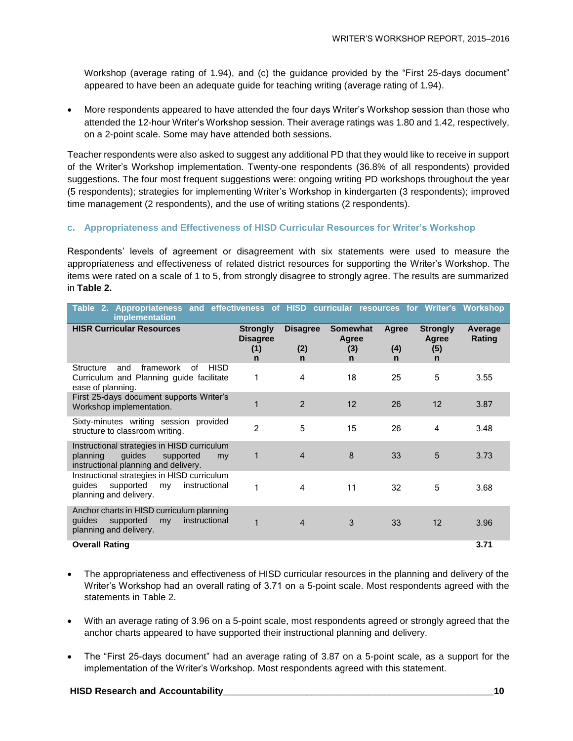Workshop (average rating of 1.94), and (c) the guidance provided by the "First 25-days document" appeared to have been an adequate guide for teaching writing (average rating of 1.94).

- More respondents appeared to have attended the four days Writer's Workshop session than those who attended the 12-hour Writer's Workshop session. Their average ratings was 1.80 and 1.42, respectively, on a 2-point scale. Some may have attended both sessions.

Teacher respondents were also asked to suggest any additional PD that they would like to receive in support of the Writer's Workshop implementation. Twenty-one respondents (36.8% of all respondents) provided suggestions. The four most frequent suggestions were: ongoing writing PD workshops throughout the year (5 respondents); strategies for implementing Writer's Workshop in kindergarten (3 respondents); improved time management (2 respondents), and the use of writing stations (2 respondents).

### c. Appropriateness and Effectiveness of HISD Curricular Resources for Writer's Workshop

Respondents' levels of agreement or disagreement with six statements were used to measure the appropriateness and effectiveness of related district resources for supporting the Writer's Workshop. The items were rated on a scale of 1 to 5, from strongly disagree to strongly agree. The results are summarized in **Table 2.**

**Table 2. Appropriateness and effectiveness of HISD curricular resources for Writer's Workshop implementation**

| HISR Curricular Resources | Strongly Disagree (1) n | Disagree (2) n | Somewhat Agree (3) n | Agree (4) n | Strongly Agree (5) n | Average Rating |
|---|---|---|---|---|---|---|
| Structure and framework of HISD Curriculum and Planning guide facilitate ease of planning. | 1 | 4 | 18 | 25 | 5 | 3.55 |
| First 25-days document supports Writer's Workshop implementation. | 1 | 2 | 12 | 26 | 12 | 3.87 |
| Sixty-minutes writing session provided structure to classroom writing. | 2 | 5 | 15 | 26 | 4 | 3.48 |
| Instructional strategies in HISD curriculum planning guides supported my instructional planning and delivery. | 1 | 4 | 8 | 33 | 5 | 3.73 |
| Instructional strategies in HISD curriculum guides supported my instructional planning and delivery. | 1 | 4 | 11 | 32 | 5 | 3.68 |
| Anchor charts in HISD curriculum planning guides supported my instructional planning and delivery. | 1 | 4 | 3 | 33 | 12 | 3.96 |
| **Overall Rating** | | | | | | **3.71** |

- The appropriateness and effectiveness of HISD curricular resources in the planning and delivery of the Writer's Workshop had an overall rating of 3.71 on a 5-point scale. Most respondents agreed with the statements in Table 2.

- With an average rating of 3.96 on a 5-point scale, most respondents agreed or strongly agreed that the anchor charts appeared to have supported their instructional planning and delivery.

- The "First 25-days document" had an average rating of 3.87 on a 5-point scale, as a support for the implementation of the Writer's Workshop. Most respondents agreed with this statement.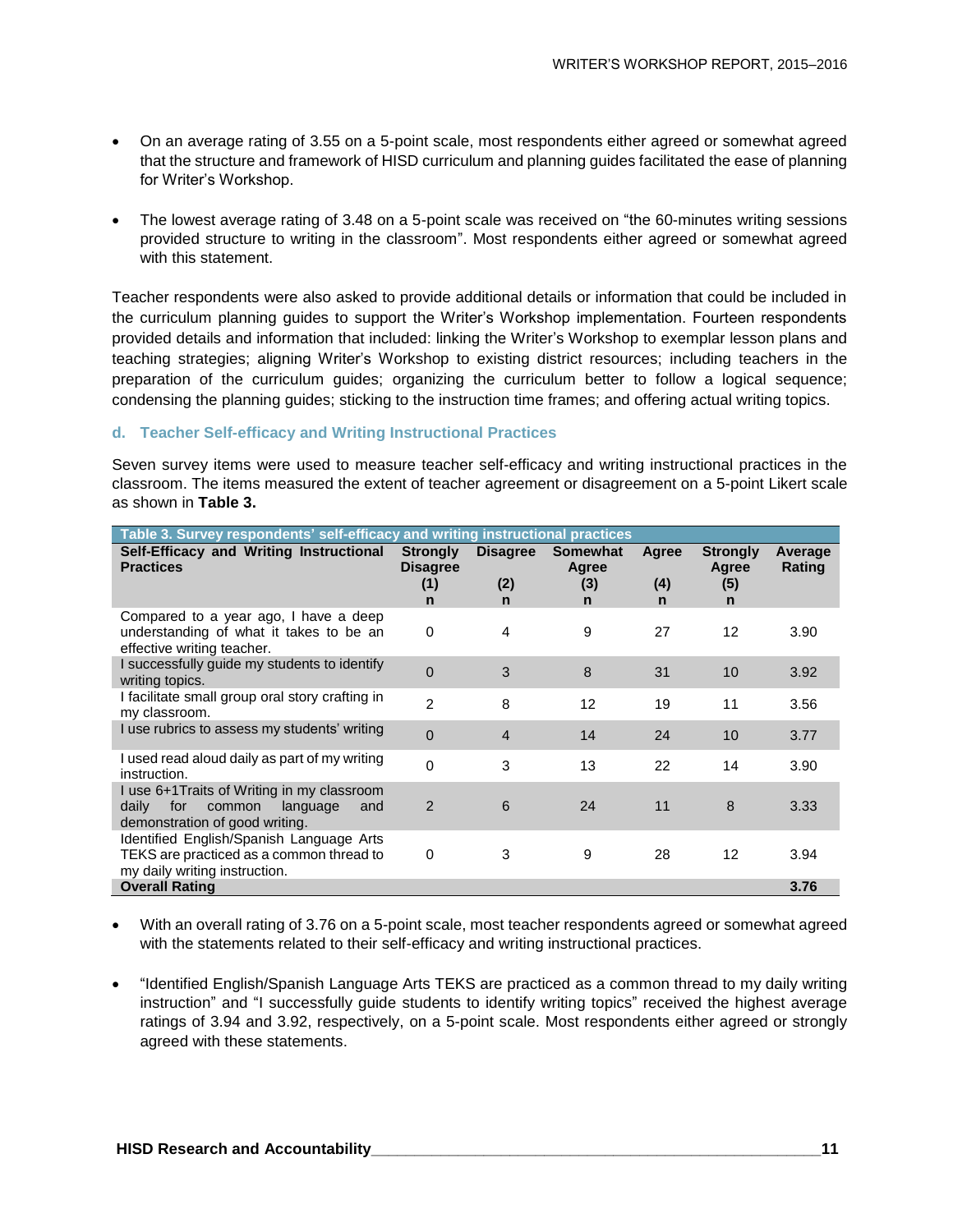- On an average rating of 3.55 on a 5-point scale, most respondents either agreed or somewhat agreed that the structure and framework of HISD curriculum and planning guides facilitated the ease of planning for Writer's Workshop.

- The lowest average rating of 3.48 on a 5-point scale was received on "the 60-minutes writing sessions provided structure to writing in the classroom". Most respondents either agreed or somewhat agreed with this statement.

Teacher respondents were also asked to provide additional details or information that could be included in the curriculum planning guides to support the Writer's Workshop implementation. Fourteen respondents provided details and information that included: linking the Writer's Workshop to exemplar lesson plans and teaching strategies; aligning Writer's Workshop to existing district resources; including teachers in the preparation of the curriculum guides; organizing the curriculum better to follow a logical sequence; condensing the planning guides; sticking to the instruction time frames; and offering actual writing topics.

### d. Teacher Self-efficacy and Writing Instructional Practices

Seven survey items were used to measure teacher self-efficacy and writing instructional practices in the classroom. The items measured the extent of teacher agreement or disagreement on a 5-point Likert scale as shown in **Table 3.**

**Table 3. Survey respondents' self-efficacy and writing instructional practices**

| Self-Efficacy and Writing Instructional Practices | Strongly Disagree (1) n | Disagree (2) n | Somewhat Agree (3) n | Agree (4) n | Strongly Agree (5) n | Average Rating |
|---|---|---|---|---|---|---|
| Compared to a year ago, I have a deep understanding of what it takes to be an effective writing teacher. | 0 | 4 | 9 | 27 | 12 | 3.90 |
| I successfully guide my students to identify writing topics. | 0 | 3 | 8 | 31 | 10 | 3.92 |
| I facilitate small group oral story crafting in my classroom. | 2 | 8 | 12 | 19 | 11 | 3.56 |
| I use rubrics to assess my students' writing | 0 | 4 | 14 | 24 | 10 | 3.77 |
| I used read aloud daily as part of my writing instruction. | 0 | 3 | 13 | 22 | 14 | 3.90 |
| I use 6+1Traits of Writing in my classroom daily for common language and demonstration of good writing. | 2 | 6 | 24 | 11 | 8 | 3.33 |
| Identified English/Spanish Language Arts TEKS are practiced as a common thread to my daily writing instruction. | 0 | 3 | 9 | 28 | 12 | 3.94 |
| **Overall Rating** | | | | | | **3.76** |

- With an overall rating of 3.76 on a 5-point scale, most teacher respondents agreed or somewhat agreed with the statements related to their self-efficacy and writing instructional practices.

- "Identified English/Spanish Language Arts TEKS are practiced as a common thread to my daily writing instruction" and "I successfully guide students to identify writing topics" received the highest average ratings of 3.94 and 3.92, respectively, on a 5-point scale. Most respondents either agreed or strongly agreed with these statements.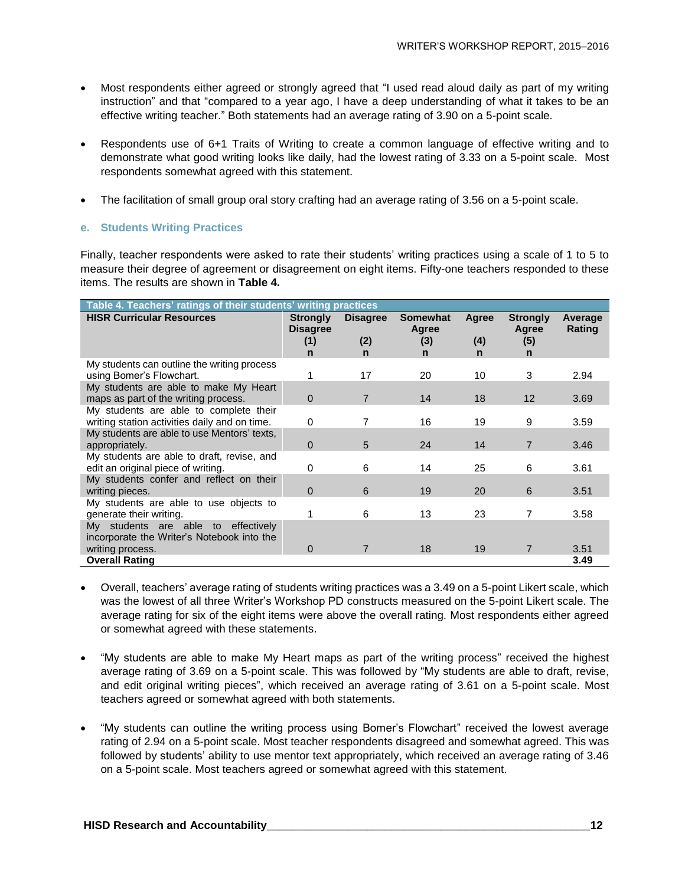- Most respondents either agreed or strongly agreed that "I used read aloud daily as part of my writing instruction" and that "compared to a year ago, I have a deep understanding of what it takes to be an effective writing teacher." Both statements had an average rating of 3.90 on a 5-point scale.

- Respondents use of 6+1 Traits of Writing to create a common language of effective writing and to demonstrate what good writing looks like daily, had the lowest rating of 3.33 on a 5-point scale. Most respondents somewhat agreed with this statement.

- The facilitation of small group oral story crafting had an average rating of 3.56 on a 5-point scale.

### e. Students Writing Practices

Finally, teacher respondents were asked to rate their students' writing practices using a scale of 1 to 5 to measure their degree of agreement or disagreement on eight items. Fifty-one teachers responded to these items. The results are shown in **Table 4.**

**Table 4. Teachers' ratings of their students' writing practices**

| HISR Curricular Resources | Strongly Disagree (1) n | Disagree (2) n | Somewhat Agree (3) n | Agree (4) n | Strongly Agree (5) n | Average Rating |
|---|---|---|---|---|---|---|
| My students can outline the writing process using Bomer's Flowchart. | 1 | 17 | 20 | 10 | 3 | 2.94 |
| My students are able to make My Heart maps as part of the writing process. | 0 | 7 | 14 | 18 | 12 | 3.69 |
| My students are able to complete their writing station activities daily and on time. | 0 | 7 | 16 | 19 | 9 | 3.59 |
| My students are able to use Mentors' texts, appropriately. | 0 | 5 | 24 | 14 | 7 | 3.46 |
| My students are able to draft, revise, and edit an original piece of writing. | 0 | 6 | 14 | 25 | 6 | 3.61 |
| My students confer and reflect on their writing pieces. | 0 | 6 | 19 | 20 | 6 | 3.51 |
| My students are able to use objects to generate their writing. | 1 | 6 | 13 | 23 | 7 | 3.58 |
| My students are able to effectively incorporate the Writer's Notebook into the writing process. | 0 | 7 | 18 | 19 | 7 | 3.51 |
| **Overall Rating** | | | | | | **3.49** |

- Overall, teachers' average rating of students writing practices was a 3.49 on a 5-point Likert scale, which was the lowest of all three Writer's Workshop PD constructs measured on the 5-point Likert scale. The average rating for six of the eight items were above the overall rating. Most respondents either agreed or somewhat agreed with these statements.

- "My students are able to make My Heart maps as part of the writing process" received the highest average rating of 3.69 on a 5-point scale. This was followed by "My students are able to draft, revise, and edit original writing pieces", which received an average rating of 3.61 on a 5-point scale. Most teachers agreed or somewhat agreed with both statements.

- "My students can outline the writing process using Bomer's Flowchart" received the lowest average rating of 2.94 on a 5-point scale. Most teacher respondents disagreed and somewhat agreed. This was followed by students' ability to use mentor text appropriately, which received an average rating of 3.46 on a 5-point scale. Most teachers agreed or somewhat agreed with this statement.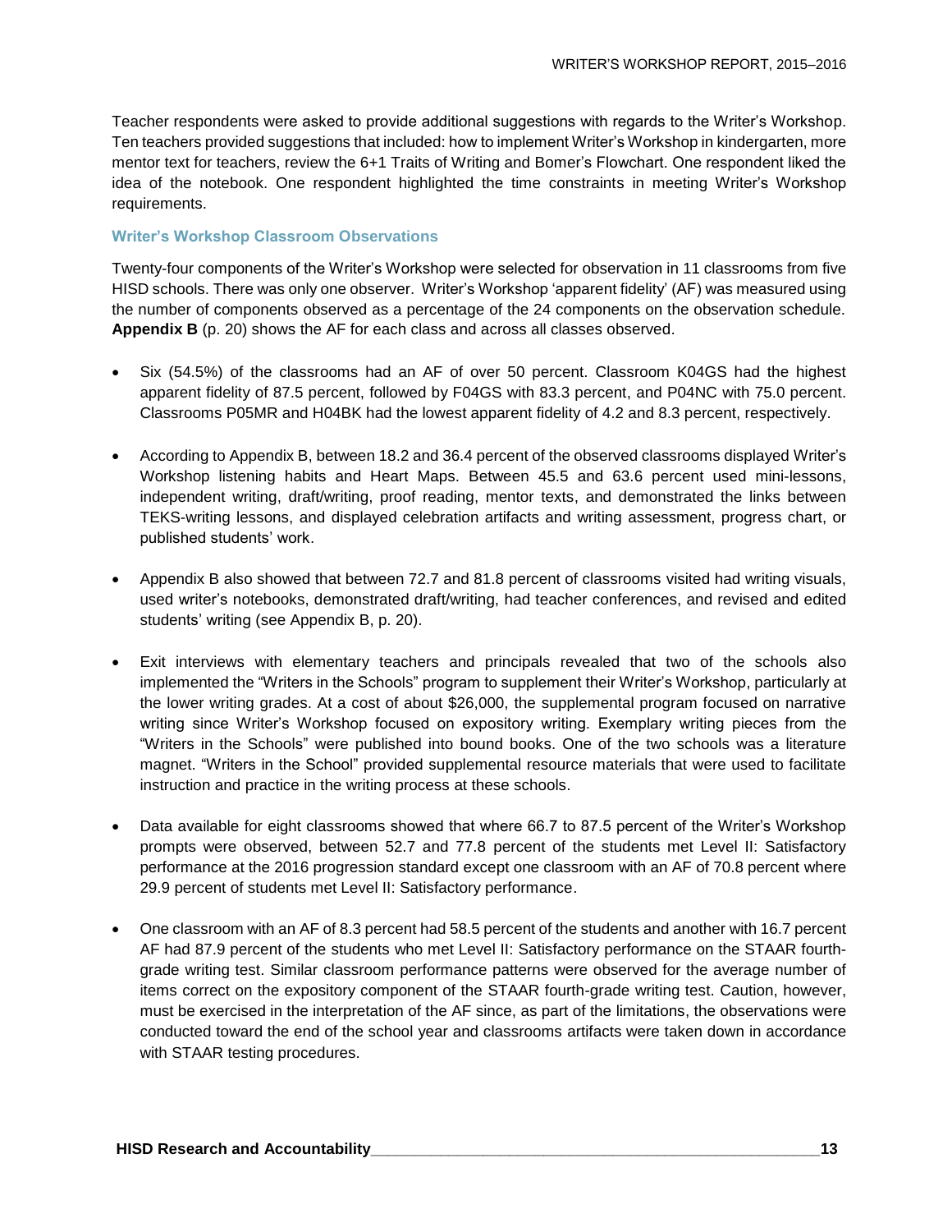Teacher respondents were asked to provide additional suggestions with regards to the Writer's Workshop. Ten teachers provided suggestions that included: how to implement Writer's Workshop in kindergarten, more mentor text for teachers, review the 6+1 Traits of Writing and Bomer's Flowchart. One respondent liked the idea of the notebook. One respondent highlighted the time constraints in meeting Writer's Workshop requirements.

### Writer's Workshop Classroom Observations

Twenty-four components of the Writer's Workshop were selected for observation in 11 classrooms from five HISD schools. There was only one observer. Writer's Workshop 'apparent fidelity' (AF) was measured using the number of components observed as a percentage of the 24 components on the observation schedule. **Appendix B** (p. 20) shows the AF for each class and across all classes observed.

- Six (54.5%) of the classrooms had an AF of over 50 percent. Classroom K04GS had the highest apparent fidelity of 87.5 percent, followed by F04GS with 83.3 percent, and P04NC with 75.0 percent. Classrooms P05MR and H04BK had the lowest apparent fidelity of 4.2 and 8.3 percent, respectively.

- According to Appendix B, between 18.2 and 36.4 percent of the observed classrooms displayed Writer's Workshop listening habits and Heart Maps. Between 45.5 and 63.6 percent used mini-lessons, independent writing, draft/writing, proof reading, mentor texts, and demonstrated the links between TEKS-writing lessons, and displayed celebration artifacts and writing assessment, progress chart, or published students' work.

- Appendix B also showed that between 72.7 and 81.8 percent of classrooms visited had writing visuals, used writer's notebooks, demonstrated draft/writing, had teacher conferences, and revised and edited students' writing (see Appendix B, p. 20).

- Exit interviews with elementary teachers and principals revealed that two of the schools also implemented the "Writers in the Schools" program to supplement their Writer's Workshop, particularly at the lower writing grades. At a cost of about $26,000, the supplemental program focused on narrative writing since Writer's Workshop focused on expository writing. Exemplary writing pieces from the "Writers in the Schools" were published into bound books. One of the two schools was a literature magnet. "Writers in the School" provided supplemental resource materials that were used to facilitate instruction and practice in the writing process at these schools.

- Data available for eight classrooms showed that where 66.7 to 87.5 percent of the Writer's Workshop prompts were observed, between 52.7 and 77.8 percent of the students met Level II: Satisfactory performance at the 2016 progression standard except one classroom with an AF of 70.8 percent where 29.9 percent of students met Level II: Satisfactory performance.

- One classroom with an AF of 8.3 percent had 58.5 percent of the students and another with 16.7 percent AF had 87.9 percent of the students who met Level II: Satisfactory performance on the STAAR fourth-grade writing test. Similar classroom performance patterns were observed for the average number of items correct on the expository component of the STAAR fourth-grade writing test. Caution, however, must be exercised in the interpretation of the AF since, as part of the limitations, the observations were conducted toward the end of the school year and classrooms artifacts were taken down in accordance with STAAR testing procedures.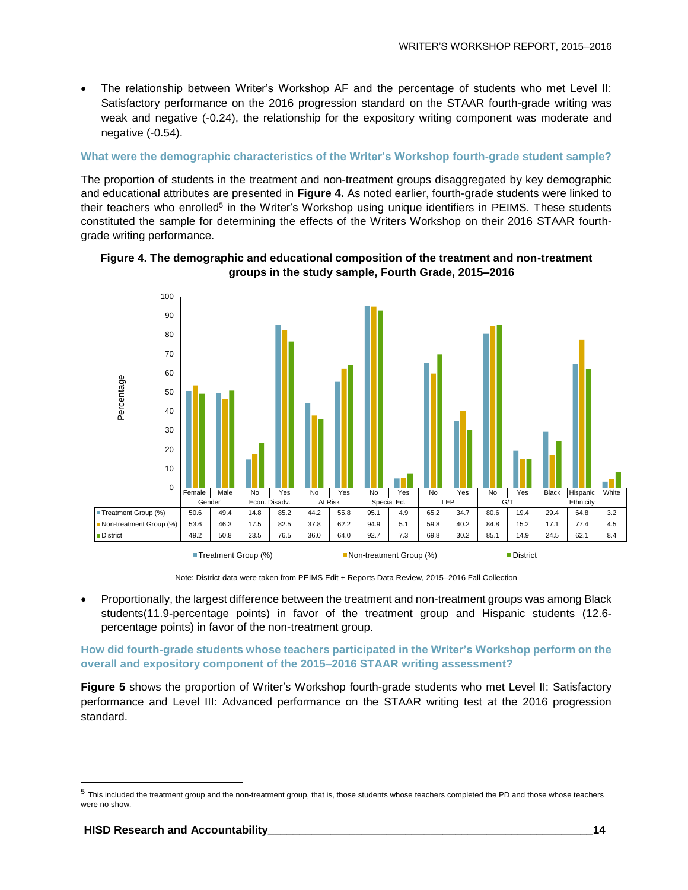- The relationship between Writer's Workshop AF and the percentage of students who met Level II: Satisfactory performance on the 2016 progression standard on the STAAR fourth-grade writing was weak and negative (-0.24), the relationship for the expository writing component was moderate and negative (-0.54).

### What were the demographic characteristics of the Writer's Workshop fourth-grade student sample?

The proportion of students in the treatment and non-treatment groups disaggregated by key demographic and educational attributes are presented in **Figure 4.** As noted earlier, fourth-grade students were linked to their teachers who enrolled[5] in the Writer's Workshop using unique identifiers in PEIMS. These students constituted the sample for determining the effects of the Writers Workshop on their 2016 STAAR fourth-grade writing performance.

**Figure 4. The demographic and educational composition of the treatment and non-treatment groups in the study sample, Fourth Grade, 2015–2016**

| | Gender | | Econ. Disadv. | | At Risk | | Special Ed. | | LEP | | G/T | | Ethnicity | | |
|---|---|---|---|---|---|---|---|---|---|---|---|---|---|---|---|
| | Female | Male | No | Yes | No | Yes | No | Yes | No | Yes | No | Yes | Black | Hispanic | White |
| Treatment Group (%) | 50.6 | 49.4 | 14.8 | 85.2 | 44.2 | 55.8 | 95.1 | 4.9 | 65.2 | 34.7 | 80.6 | 19.4 | 29.4 | 64.8 | 3.2 |
| Non-treatment Group (%) | 53.6 | 46.3 | 17.5 | 82.5 | 37.8 | 62.2 | 94.9 | 5.1 | 59.8 | 40.2 | 84.8 | 15.2 | 17.1 | 77.4 | 4.5 |
| District | 49.2 | 50.8 | 23.5 | 76.5 | 36.0 | 64.0 | 92.7 | 7.3 | 69.8 | 30.2 | 85.1 | 14.9 | 24.5 | 62.1 | 8.4 |

Note: District data were taken from PEIMS Edit + Reports Data Review, 2015–2016 Fall Collection

- Proportionally, the largest difference between the treatment and non-treatment groups was among Black students(11.9-percentage points) in favor of the treatment group and Hispanic students (12.6-percentage points) in favor of the non-treatment group.

### How did fourth-grade students whose teachers participated in the Writer's Workshop perform on the overall and expository component of the 2015–2016 STAAR writing assessment?

**Figure 5** shows the proportion of Writer's Workshop fourth-grade students who met Level II: Satisfactory performance and Level III: Advanced performance on the STAAR writing test at the 2016 progression standard.

[5] This included the treatment group and the non-treatment group, that is, those students whose teachers completed the PD and those whose teachers were no show.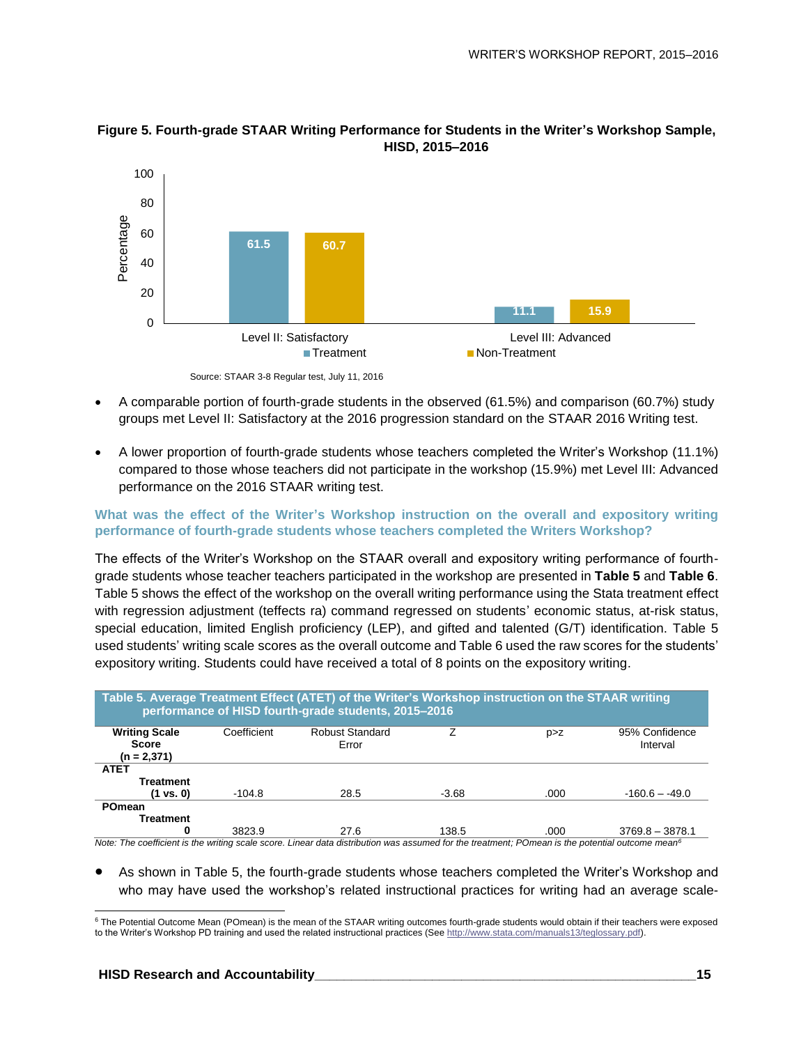**Figure 5. Fourth-grade STAAR Writing Performance for Students in the Writer's Workshop Sample, HISD, 2015–2016**

| | Treatment | Non-Treatment |
|---|---|---|
| Level II: Satisfactory | 61.5 | 60.7 |
| Level III: Advanced | 11.1 | 15.9 |

Source: STAAR 3-8 Regular test, July 11, 2016

- A comparable portion of fourth-grade students in the observed (61.5%) and comparison (60.7%) study groups met Level II: Satisfactory at the 2016 progression standard on the STAAR 2016 Writing test.
- A lower proportion of fourth-grade students whose teachers completed the Writer's Workshop (11.1%) compared to those whose teachers did not participate in the workshop (15.9%) met Level III: Advanced performance on the 2016 STAAR writing test.

### What was the effect of the Writer's Workshop instruction on the overall and expository writing performance of fourth-grade students whose teachers completed the Writers Workshop?

The effects of the Writer's Workshop on the STAAR overall and expository writing performance of fourth-grade students whose teacher teachers participated in the workshop are presented in **Table 5** and **Table 6**. Table 5 shows the effect of the workshop on the overall writing performance using the Stata treatment effect with regression adjustment (teffects ra) command regressed on students' economic status, at-risk status, special education, limited English proficiency (LEP), and gifted and talented (G/T) identification. Table 5 used students' writing scale scores as the overall outcome and Table 6 used the raw scores for the students' expository writing. Students could have received a total of 8 points on the expository writing.

**Table 5. Average Treatment Effect (ATET) of the Writer's Workshop instruction on the STAAR writing performance of HISD fourth-grade students, 2015–2016**

| Writing Scale Score (n = 2,371) | Coefficient | Robust Standard Error | Z | p>z | 95% Confidence Interval |
|---|---|---|---|---|---|
| **ATET** | | | | | |
| **Treatment (1 vs. 0)** | -104.8 | 28.5 | -3.68 | .000 | -160.6 – -49.0 |
| **POmean** | | | | | |
| **Treatment 0** | 3823.9 | 27.6 | 138.5 | .000 | 3769.8 – 3878.1 |

*Note: The coefficient is the writing scale score. Linear data distribution was assumed for the treatment; POmean is the potential outcome mean[6]*

- As shown in Table 5, the fourth-grade students whose teachers completed the Writer's Workshop and who may have used the workshop's related instructional practices for writing had an average scale-

[6] The Potential Outcome Mean (POmean) is the mean of the STAAR writing outcomes fourth-grade students would obtain if their teachers were exposed to the Writer's Workshop PD training and used the related instructional practices (See http://www.stata.com/manuals13/teglossary.pdf).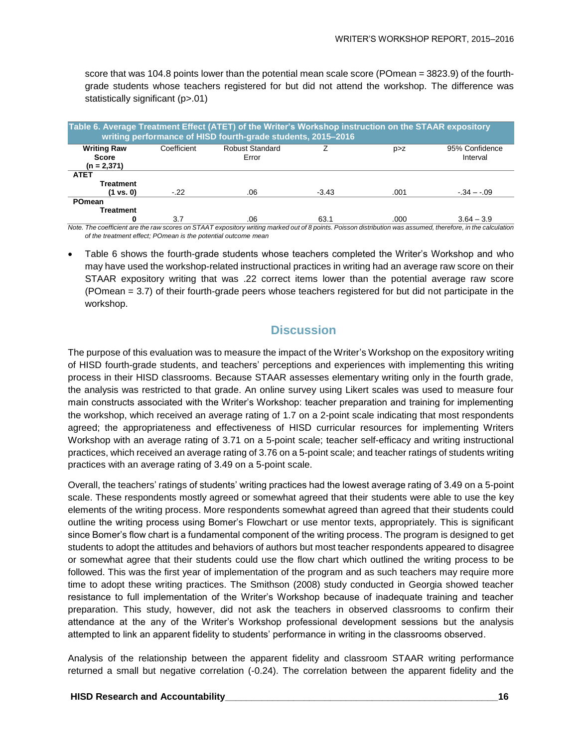score that was 104.8 points lower than the potential mean scale score (POmean = 3823.9) of the fourth-grade students whose teachers registered for but did not attend the workshop. The difference was statistically significant (p>.01)

**Table 6. Average Treatment Effect (ATET) of the Writer's Workshop instruction on the STAAR expository writing performance of HISD fourth-grade students, 2015–2016**

| Writing Raw Score (n = 2,371) | Coefficient | Robust Standard Error | Z | p>z | 95% Confidence Interval |
|---|---|---|---|---|---|
| **ATET** | | | | | |
| **Treatment (1 vs. 0)** | -.22 | .06 | -3.43 | .001 | -.34 – -.09 |
| **POmean** | | | | | |
| **Treatment 0** | 3.7 | .06 | 63.1 | .000 | 3.64 – 3.9 |

*Note. The coefficient are the raw scores on STAAT expository writing marked out of 8 points. Poisson distribution was assumed, therefore, in the calculation of the treatment effect; POmean is the potential outcome mean*

- Table 6 shows the fourth-grade students whose teachers completed the Writer's Workshop and who may have used the workshop-related instructional practices in writing had an average raw score on their STAAR expository writing that was .22 correct items lower than the potential average raw score (POmean = 3.7) of their fourth-grade peers whose teachers registered for but did not participate in the workshop.

## Discussion

The purpose of this evaluation was to measure the impact of the Writer's Workshop on the expository writing of HISD fourth-grade students, and teachers' perceptions and experiences with implementing this writing process in their HISD classrooms. Because STAAR assesses elementary writing only in the fourth grade, the analysis was restricted to that grade. An online survey using Likert scales was used to measure four main constructs associated with the Writer's Workshop: teacher preparation and training for implementing the workshop, which received an average rating of 1.7 on a 2-point scale indicating that most respondents agreed; the appropriateness and effectiveness of HISD curricular resources for implementing Writers Workshop with an average rating of 3.71 on a 5-point scale; teacher self-efficacy and writing instructional practices, which received an average rating of 3.76 on a 5-point scale; and teacher ratings of students writing practices with an average rating of 3.49 on a 5-point scale.

Overall, the teachers' ratings of students' writing practices had the lowest average rating of 3.49 on a 5-point scale. These respondents mostly agreed or somewhat agreed that their students were able to use the key elements of the writing process. More respondents somewhat agreed than agreed that their students could outline the writing process using Bomer's Flowchart or use mentor texts, appropriately. This is significant since Bomer's flow chart is a fundamental component of the writing process. The program is designed to get students to adopt the attitudes and behaviors of authors but most teacher respondents appeared to disagree or somewhat agree that their students could use the flow chart which outlined the writing process to be followed. This was the first year of implementation of the program and as such teachers may require more time to adopt these writing practices. The Smithson (2008) study conducted in Georgia showed teacher resistance to full implementation of the Writer's Workshop because of inadequate training and teacher preparation. This study, however, did not ask the teachers in observed classrooms to confirm their attendance at the any of the Writer's Workshop professional development sessions but the analysis attempted to link an apparent fidelity to students' performance in writing in the classrooms observed.

Analysis of the relationship between the apparent fidelity and classroom STAAR writing performance returned a small but negative correlation (-0.24). The correlation between the apparent fidelity and the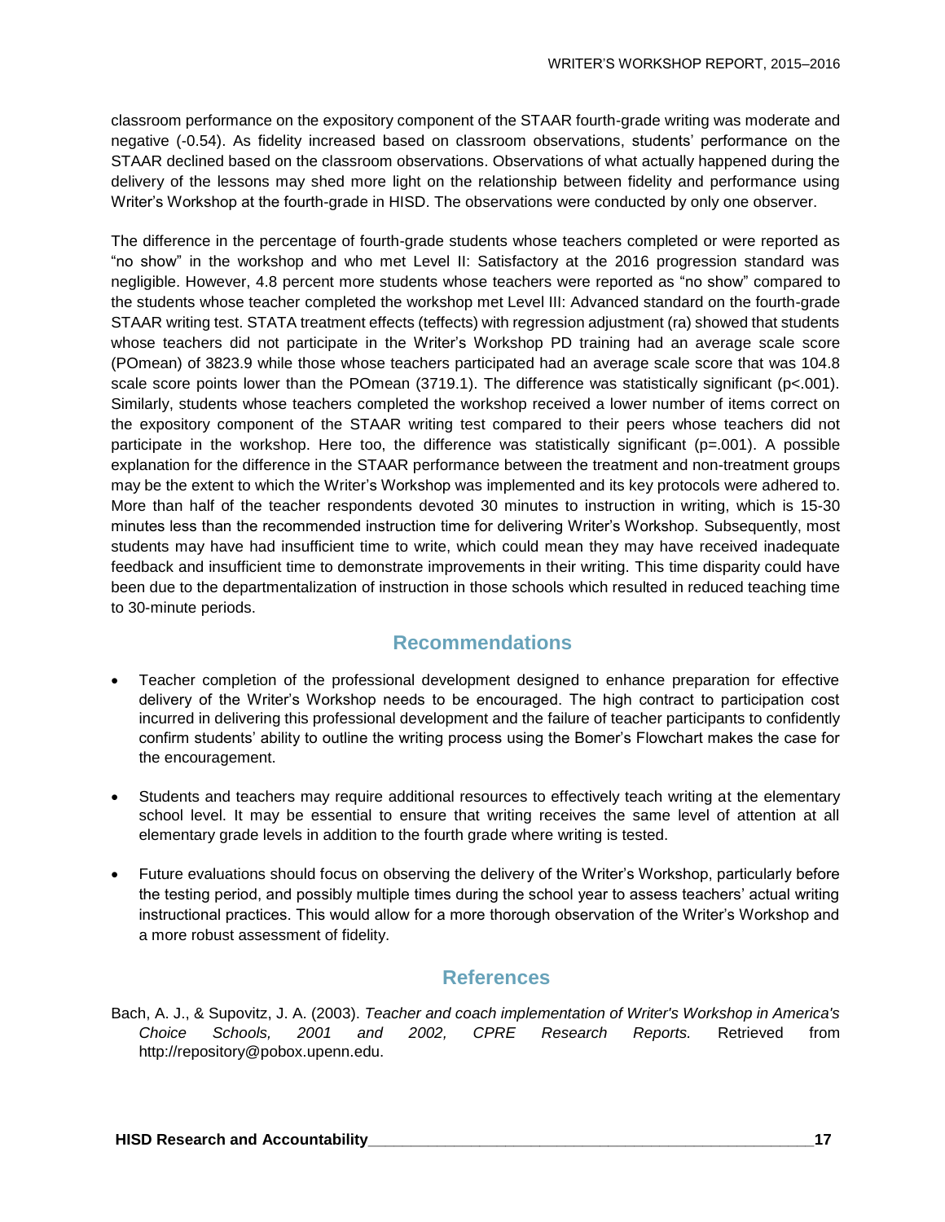classroom performance on the expository component of the STAAR fourth-grade writing was moderate and negative (-0.54). As fidelity increased based on classroom observations, students' performance on the STAAR declined based on the classroom observations. Observations of what actually happened during the delivery of the lessons may shed more light on the relationship between fidelity and performance using Writer's Workshop at the fourth-grade in HISD. The observations were conducted by only one observer.

The difference in the percentage of fourth-grade students whose teachers completed or were reported as "no show" in the workshop and who met Level II: Satisfactory at the 2016 progression standard was negligible. However, 4.8 percent more students whose teachers were reported as "no show" compared to the students whose teacher completed the workshop met Level III: Advanced standard on the fourth-grade STAAR writing test. STATA treatment effects (teffects) with regression adjustment (ra) showed that students whose teachers did not participate in the Writer's Workshop PD training had an average scale score (POmean) of 3823.9 while those whose teachers participated had an average scale score that was 104.8 scale score points lower than the POmean (3719.1). The difference was statistically significant ($p<.001$). Similarly, students whose teachers completed the workshop received a lower number of items correct on the expository component of the STAAR writing test compared to their peers whose teachers did not participate in the workshop. Here too, the difference was statistically significant ($p=.001$). A possible explanation for the difference in the STAAR performance between the treatment and non-treatment groups may be the extent to which the Writer's Workshop was implemented and its key protocols were adhered to. More than half of the teacher respondents devoted 30 minutes to instruction in writing, which is 15-30 minutes less than the recommended instruction time for delivering Writer's Workshop. Subsequently, most students may have had insufficient time to write, which could mean they may have received inadequate feedback and insufficient time to demonstrate improvements in their writing. This time disparity could have been due to the departmentalization of instruction in those schools which resulted in reduced teaching time to 30-minute periods.

## Recommendations

- Teacher completion of the professional development designed to enhance preparation for effective delivery of the Writer's Workshop needs to be encouraged. The high contract to participation cost incurred in delivering this professional development and the failure of teacher participants to confidently confirm students' ability to outline the writing process using the Bomer's Flowchart makes the case for the encouragement.

- Students and teachers may require additional resources to effectively teach writing at the elementary school level. It may be essential to ensure that writing receives the same level of attention at all elementary grade levels in addition to the fourth grade where writing is tested.

- Future evaluations should focus on observing the delivery of the Writer's Workshop, particularly before the testing period, and possibly multiple times during the school year to assess teachers' actual writing instructional practices. This would allow for a more thorough observation of the Writer's Workshop and a more robust assessment of fidelity.

## References

Bach, A. J., & Supovitz, J. A. (2003). *Teacher and coach implementation of Writer's Workshop in America's Choice Schools, 2001 and 2002, CPRE Research Reports.* Retrieved from http://repository@pobox.upenn.edu.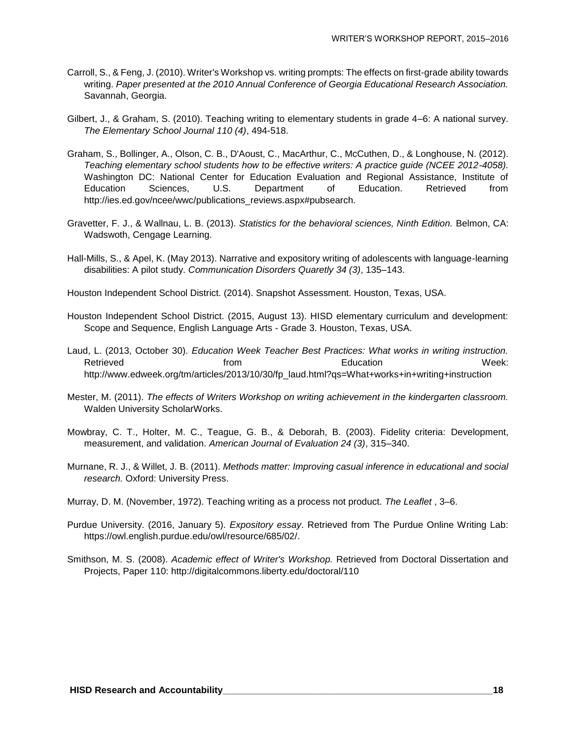Carroll, S., & Feng, J. (2010). Writer's Workshop vs. writing prompts: The effects on first-grade ability towards writing. *Paper presented at the 2010 Annual Conference of Georgia Educational Research Association.* Savannah, Georgia.

Gilbert, J., & Graham, S. (2010). Teaching writing to elementary students in grade 4–6: A national survey. *The Elementary School Journal 110 (4)*, 494-518.

Graham, S., Bollinger, A., Olson, C. B., D'Aoust, C., MacArthur, C., McCuthen, D., & Longhouse, N. (2012). *Teaching elementary school students how to be effective writers: A practice guide (NCEE 2012-4058).* Washington DC: National Center for Education Evaluation and Regional Assistance, Institute of Education Sciences, U.S. Department of Education. Retrieved from http://ies.ed.gov/ncee/wwc/publications_reviews.aspx#pubsearch.

Gravetter, F. J., & Wallnau, L. B. (2013). *Statistics for the behavioral sciences, Ninth Edition.* Belmon, CA: Wadswoth, Cengage Learning.

Hall-Mills, S., & Apel, K. (May 2013). Narrative and expository writing of adolescents with language-learning disabilities: A pilot study. *Communication Disorders Quaretly 34 (3)*, 135–143.

Houston Independent School District. (2014). Snapshot Assessment. Houston, Texas, USA.

Houston Independent School District. (2015, August 13). HISD elementary curriculum and development: Scope and Sequence, English Language Arts - Grade 3. Houston, Texas, USA.

Laud, L. (2013, October 30). *Education Week Teacher Best Practices: What works in writing instruction.* Retrieved from Education Week: http://www.edweek.org/tm/articles/2013/10/30/fp_laud.html?qs=What+works+in+writing+instruction

Mester, M. (2011). *The effects of Writers Workshop on writing achievement in the kindergarten classroom.* Walden University ScholarWorks.

Mowbray, C. T., Holter, M. C., Teague, G. B., & Deborah, B. (2003). Fidelity criteria: Development, measurement, and validation. *American Journal of Evaluation 24 (3)*, 315–340.

Murnane, R. J., & Willet, J. B. (2011). *Methods matter: Improving casual inference in educational and social research.* Oxford: University Press.

Murray, D. M. (November, 1972). Teaching writing as a process not product. *The Leaflet* , 3–6.

Purdue University. (2016, January 5). *Expository essay*. Retrieved from The Purdue Online Writing Lab: https://owl.english.purdue.edu/owl/resource/685/02/.

Smithson, M. S. (2008). *Academic effect of Writer's Workshop.* Retrieved from Doctoral Dissertation and Projects, Paper 110: http://digitalcommons.liberty.edu/doctoral/110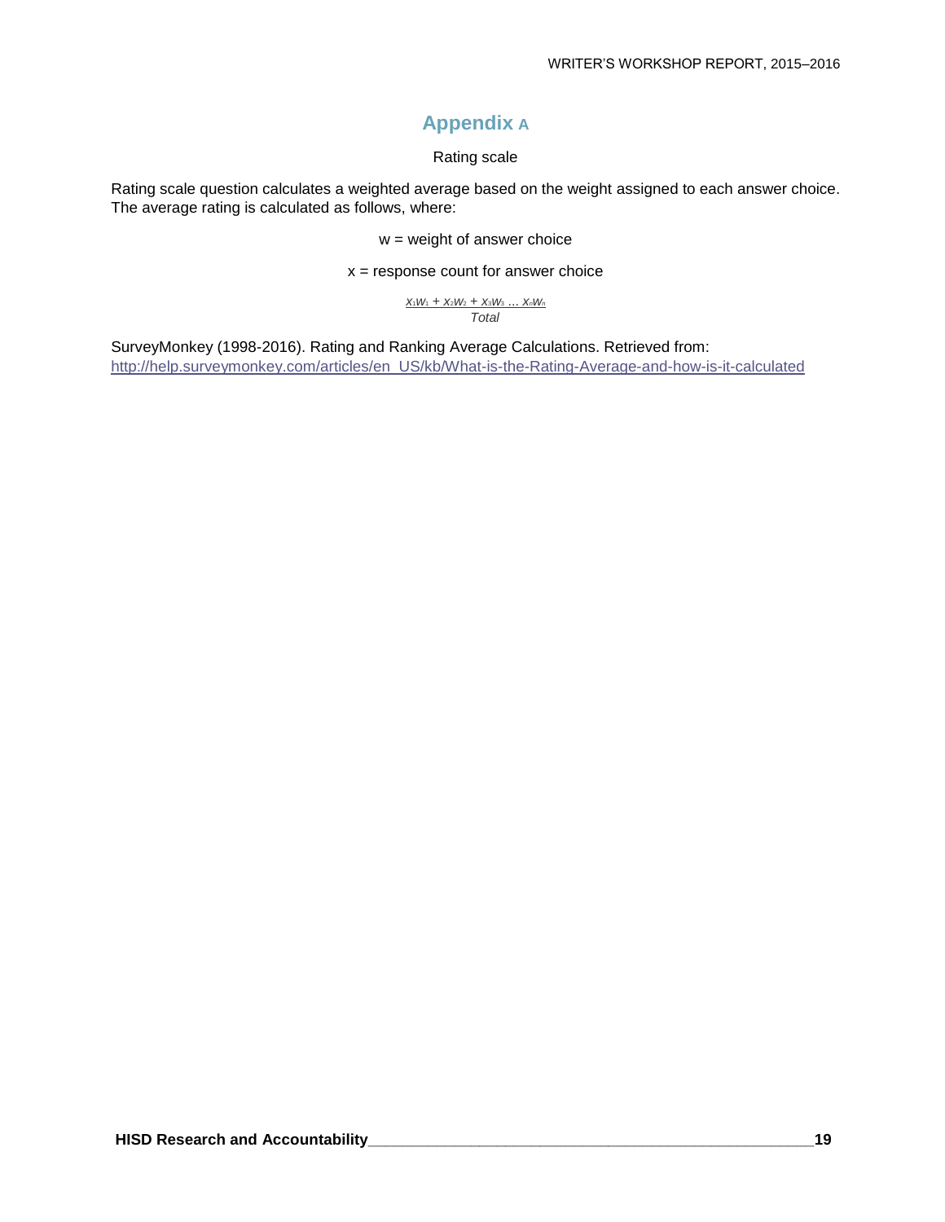# Appendix A

Rating scale

Rating scale question calculates a weighted average based on the weight assigned to each answer choice. The average rating is calculated as follows, where:

w = weight of answer choice

x = response count for answer choice

$$\frac{x_1w_1 + x_2w_2 + x_3w_3 \ldots x_nw_n}{Total}$$

SurveyMonkey (1998-2016). Rating and Ranking Average Calculations. Retrieved from: http://help.surveymonkey.com/articles/en_US/kb/What-is-the-Rating-Average-and-how-is-it-calculated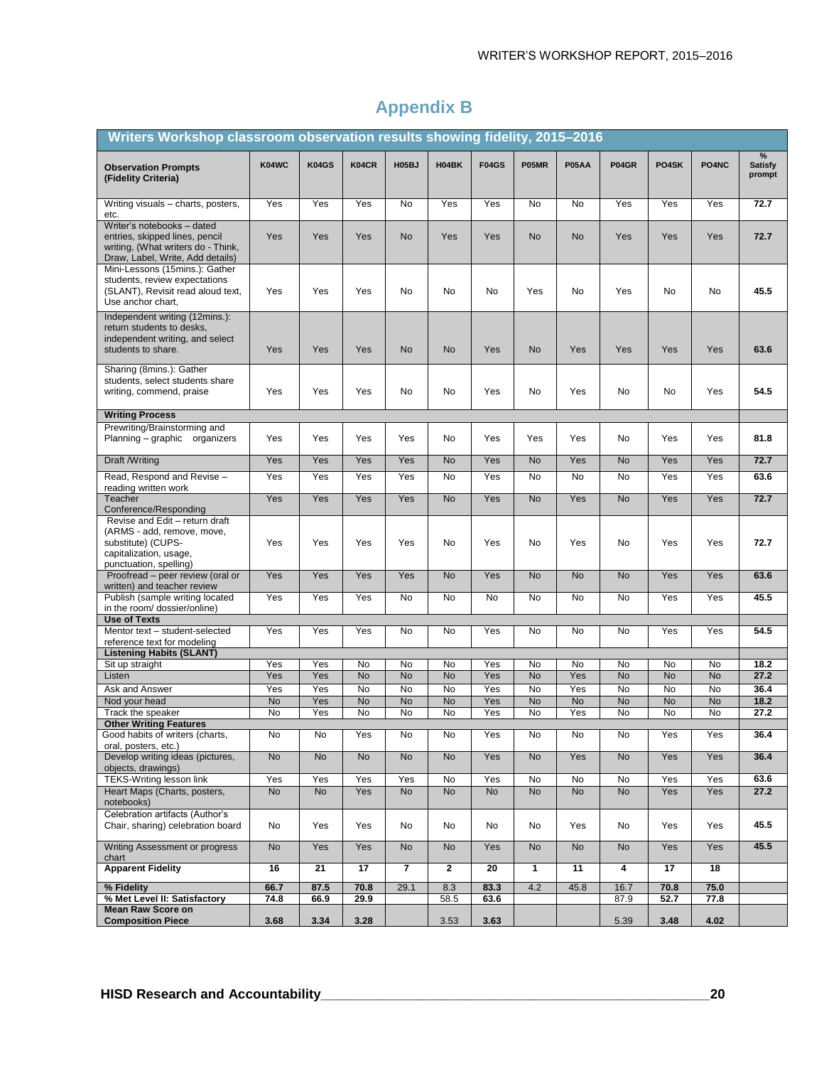# Appendix B

| Writers Workshop classroom observation results showing fidelity, 2015–2016 | | | | | | | | | | | | |
|---|---|---|---|---|---|---|---|---|---|---|---|---|
| **Observation Prompts (Fidelity Criteria)** | **K04WC** | **K04GS** | **K04CR** | **H05BJ** | **H04BK** | **F04GS** | **P05MR** | **P05AA** | **P04GR** | **PO4SK** | **PO4NC** | **% Satisfy prompt** |
| Writing visuals – charts, posters, etc. | Yes | Yes | Yes | No | Yes | Yes | No | No | Yes | Yes | Yes | **72.7** |
| Writer's notebooks – dated entries, skipped lines, pencil writing, (What writers do - Think, Draw, Label, Write, Add details) | Yes | Yes | Yes | No | Yes | Yes | No | No | Yes | Yes | Yes | **72.7** |
| Mini-Lessons (15mins.): Gather students, review expectations (SLANT), Revisit read aloud text, Use anchor chart, | Yes | Yes | Yes | No | No | No | Yes | No | Yes | No | No | **45.5** |
| Independent writing (12mins.): return students to desks, independent writing, and select students to share. | Yes | Yes | Yes | No | No | Yes | No | Yes | Yes | Yes | Yes | **63.6** |
| Sharing (8mins.): Gather students, select students share writing, commend, praise | Yes | Yes | Yes | No | No | Yes | No | Yes | No | No | Yes | **54.5** |
| **Writing Process** | | | | | | | | | | | | |
| Prewriting/Brainstorming and Planning – graphic organizers | Yes | Yes | Yes | Yes | No | Yes | Yes | Yes | No | Yes | Yes | **81.8** |
| Draft /Writing | Yes | Yes | Yes | Yes | No | Yes | No | Yes | No | Yes | Yes | **72.7** |
| Read, Respond and Revise – reading written work | Yes | Yes | Yes | Yes | No | Yes | No | No | No | Yes | Yes | **63.6** |
| Teacher Conference/Responding | Yes | Yes | Yes | Yes | No | Yes | No | Yes | No | Yes | Yes | **72.7** |
| Revise and Edit – return draft (ARMS - add, remove, move, substitute) (CUPS- capitalization, usage, punctuation, spelling) | Yes | Yes | Yes | Yes | No | Yes | No | Yes | No | Yes | Yes | **72.7** |
| Proofread – peer review (oral or written) and teacher review | Yes | Yes | Yes | Yes | No | Yes | No | No | No | Yes | Yes | **63.6** |
| Publish (sample writing located in the room/ dossier/online) | Yes | Yes | Yes | No | No | No | No | No | No | Yes | Yes | **45.5** |
| **Use of Texts** | | | | | | | | | | | | |
| Mentor text – student-selected reference text for modeling | Yes | Yes | Yes | No | No | Yes | No | No | No | Yes | Yes | **54.5** |
| **Listening Habits (SLANT)** | | | | | | | | | | | | |
| Sit up straight | Yes | Yes | No | No | No | Yes | No | No | No | No | No | **18.2** |
| Listen | Yes | Yes | No | No | No | Yes | No | Yes | No | No | No | **27.2** |
| Ask and Answer | Yes | Yes | No | No | No | Yes | No | Yes | No | No | No | **36.4** |
| Nod your head | No | Yes | No | No | No | Yes | No | No | No | No | No | **18.2** |
| Track the speaker | No | Yes | No | No | No | Yes | No | Yes | No | No | No | **27.2** |
| **Other Writing Features** | | | | | | | | | | | | |
| Good habits of writers (charts, oral, posters, etc.) | No | No | Yes | No | No | Yes | No | No | No | Yes | Yes | **36.4** |
| Develop writing ideas (pictures, objects, drawings) | No | No | No | No | No | Yes | No | Yes | No | Yes | Yes | **36.4** |
| TEKS-Writing lesson link | Yes | Yes | Yes | Yes | No | Yes | No | No | No | Yes | Yes | **63.6** |
| Heart Maps (Charts, posters, notebooks) | No | No | Yes | No | No | No | No | No | No | Yes | Yes | **27.2** |
| Celebration artifacts (Author's Chair, sharing) celebration board | No | Yes | Yes | No | No | No | No | Yes | No | Yes | Yes | **45.5** |
| Writing Assessment or progress chart | No | Yes | Yes | No | No | Yes | No | No | No | Yes | Yes | **45.5** |
| **Apparent Fidelity** | **16** | **21** | **17** | **7** | **2** | **20** | **1** | **11** | **4** | **17** | **18** | |
| **% Fidelity** | **66.7** | **87.5** | **70.8** | 29.1 | 8.3 | **83.3** | 4.2 | 45.8 | 16.7 | **70.8** | **75.0** | |
| **% Met Level II: Satisfactory** | **74.8** | **66.9** | **29.9** | | 58.5 | **63.6** | | | 87.9 | **52.7** | **77.8** | |
| **Mean Raw Score on Composition Piece** | **3.68** | **3.34** | **3.28** | | 3.53 | **3.63** | | | 5.39 | **3.48** | **4.02** | |